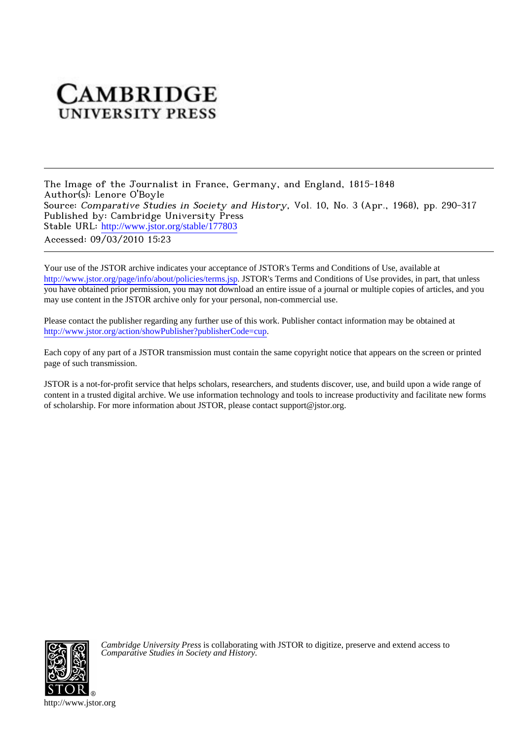CAMBRIDGE
UNIVERSITY PRESS

---

The Image of the Journalist in France, Germany, and England, 1815-1848
Author(s): Lenore O'Boyle
Source: *Comparative Studies in Society and History*, Vol. 10, No. 3 (Apr., 1968), pp. 290-317
Published by: Cambridge University Press
Stable URL: http://www.jstor.org/stable/177803
Accessed: 09/03/2010 15:23

---

Your use of the JSTOR archive indicates your acceptance of JSTOR's Terms and Conditions of Use, available at http://www.jstor.org/page/info/about/policies/terms.jsp. JSTOR's Terms and Conditions of Use provides, in part, that unless you have obtained prior permission, you may not download an entire issue of a journal or multiple copies of articles, and you may use content in the JSTOR archive only for your personal, non-commercial use.

Please contact the publisher regarding any further use of this work. Publisher contact information may be obtained at http://www.jstor.org/action/showPublisher?publisherCode=cup.

Each copy of any part of a JSTOR transmission must contain the same copyright notice that appears on the screen or printed page of such transmission.

JSTOR is a not-for-profit service that helps scholars, researchers, and students discover, use, and build upon a wide range of content in a trusted digital archive. We use information technology and tools to increase productivity and facilitate new forms of scholarship. For more information about JSTOR, please contact support@jstor.org.

*Cambridge University Press* is collaborating with JSTOR to digitize, preserve and extend access to *Comparative Studies in Society and History.*

http://www.jstor.org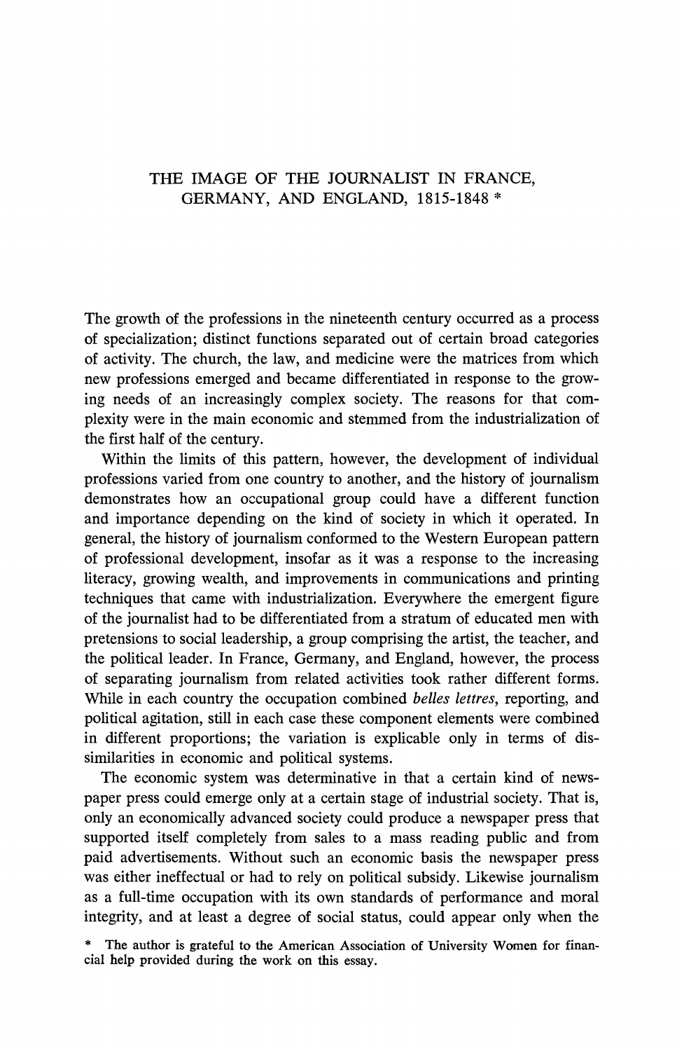# THE IMAGE OF THE JOURNALIST IN FRANCE, GERMANY, AND ENGLAND, 1815-1848 *

The growth of the professions in the nineteenth century occurred as a process of specialization; distinct functions separated out of certain broad categories of activity. The church, the law, and medicine were the matrices from which new professions emerged and became differentiated in response to the growing needs of an increasingly complex society. The reasons for that complexity were in the main economic and stemmed from the industrialization of the first half of the century.

Within the limits of this pattern, however, the development of individual professions varied from one country to another, and the history of journalism demonstrates how an occupational group could have a different function and importance depending on the kind of society in which it operated. In general, the history of journalism conformed to the Western European pattern of professional development, insofar as it was a response to the increasing literacy, growing wealth, and improvements in communications and printing techniques that came with industrialization. Everywhere the emergent figure of the journalist had to be differentiated from a stratum of educated men with pretensions to social leadership, a group comprising the artist, the teacher, and the political leader. In France, Germany, and England, however, the process of separating journalism from related activities took rather different forms. While in each country the occupation combined *belles lettres*, reporting, and political agitation, still in each case these component elements were combined in different proportions; the variation is explicable only in terms of dissimilarities in economic and political systems.

The economic system was determinative in that a certain kind of newspaper press could emerge only at a certain stage of industrial society. That is, only an economically advanced society could produce a newspaper press that supported itself completely from sales to a mass reading public and from paid advertisements. Without such an economic basis the newspaper press was either ineffectual or had to rely on political subsidy. Likewise journalism as a full-time occupation with its own standards of performance and moral integrity, and at least a degree of social status, could appear only when the

* The author is grateful to the American Association of University Women for financial help provided during the work on this essay.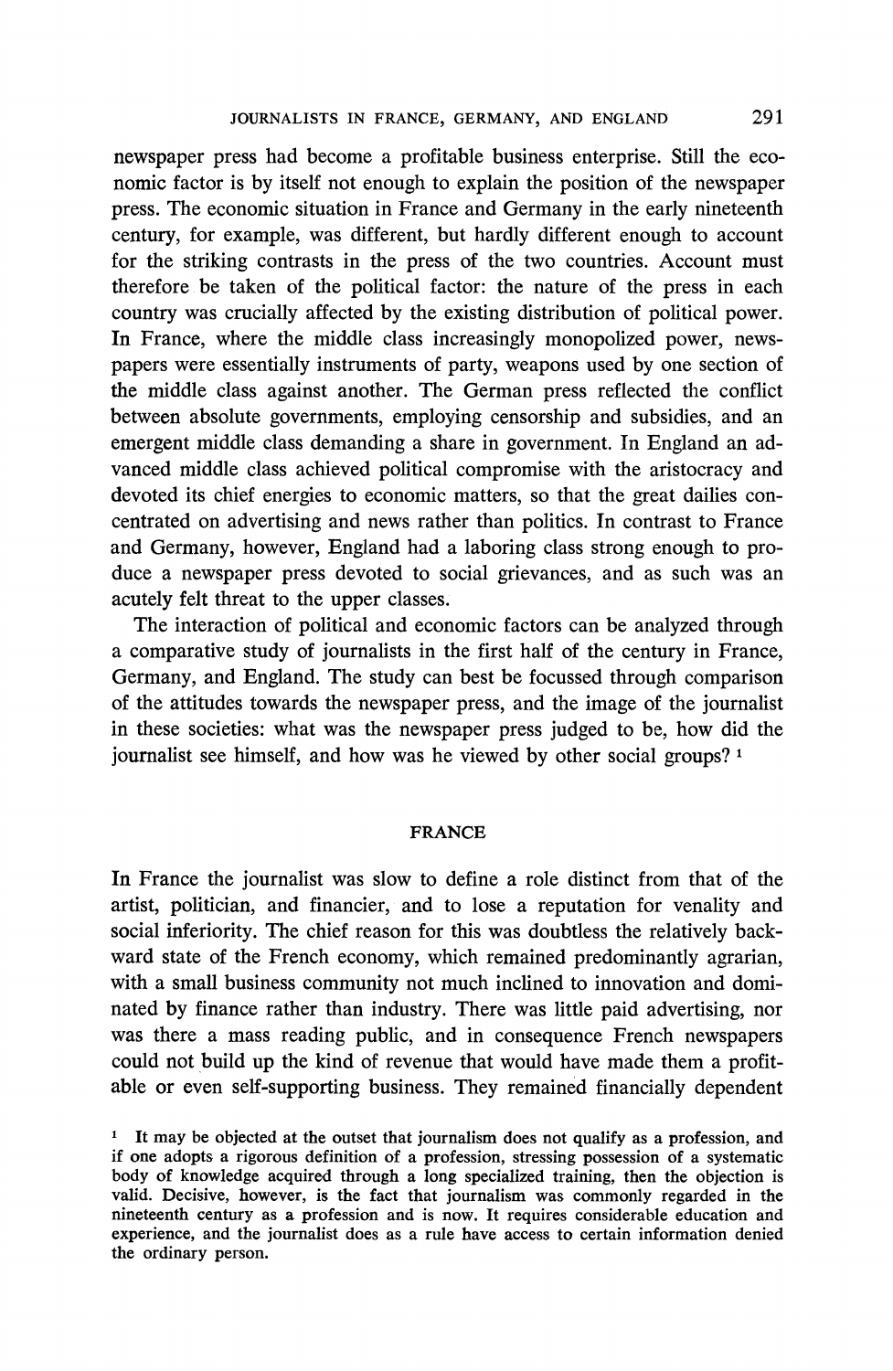newspaper press had become a profitable business enterprise. Still the economic factor is by itself not enough to explain the position of the newspaper press. The economic situation in France and Germany in the early nineteenth century, for example, was different, but hardly different enough to account for the striking contrasts in the press of the two countries. Account must therefore be taken of the political factor: the nature of the press in each country was crucially affected by the existing distribution of political power. In France, where the middle class increasingly monopolized power, newspapers were essentially instruments of party, weapons used by one section of the middle class against another. The German press reflected the conflict between absolute governments, employing censorship and subsidies, and an emergent middle class demanding a share in government. In England an advanced middle class achieved political compromise with the aristocracy and devoted its chief energies to economic matters, so that the great dailies concentrated on advertising and news rather than politics. In contrast to France and Germany, however, England had a laboring class strong enough to produce a newspaper press devoted to social grievances, and as such was an acutely felt threat to the upper classes.

The interaction of political and economic factors can be analyzed through a comparative study of journalists in the first half of the century in France, Germany, and England. The study can best be focussed through comparison of the attitudes towards the newspaper press, and the image of the journalist in these societies: what was the newspaper press judged to be, how did the journalist see himself, and how was he viewed by other social groups? [1]

## FRANCE

In France the journalist was slow to define a role distinct from that of the artist, politician, and financier, and to lose a reputation for venality and social inferiority. The chief reason for this was doubtless the relatively backward state of the French economy, which remained predominantly agrarian, with a small business community not much inclined to innovation and dominated by finance rather than industry. There was little paid advertising, nor was there a mass reading public, and in consequence French newspapers could not build up the kind of revenue that would have made them a profitable or even self-supporting business. They remained financially dependent

[1] It may be objected at the outset that journalism does not qualify as a profession, and if one adopts a rigorous definition of a profession, stressing possession of a systematic body of knowledge acquired through a long specialized training, then the objection is valid. Decisive, however, is the fact that journalism was commonly regarded in the nineteenth century as a profession and is now. It requires considerable education and experience, and the journalist does as a rule have access to certain information denied the ordinary person.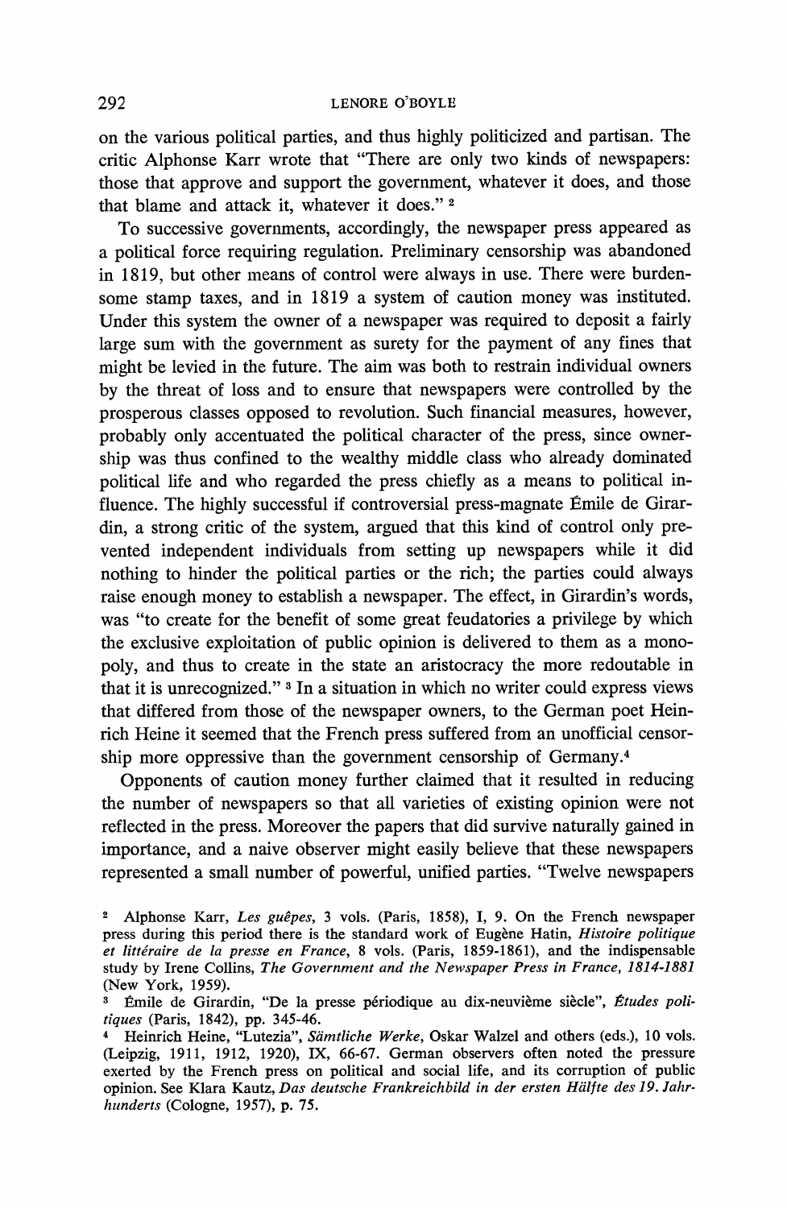on the various political parties, and thus highly politicized and partisan. The critic Alphonse Karr wrote that "There are only two kinds of newspapers: those that approve and support the government, whatever it does, and those that blame and attack it, whatever it does." [2]

To successive governments, accordingly, the newspaper press appeared as a political force requiring regulation. Preliminary censorship was abandoned in 1819, but other means of control were always in use. There were burdensome stamp taxes, and in 1819 a system of caution money was instituted. Under this system the owner of a newspaper was required to deposit a fairly large sum with the government as surety for the payment of any fines that might be levied in the future. The aim was both to restrain individual owners by the threat of loss and to ensure that newspapers were controlled by the prosperous classes opposed to revolution. Such financial measures, however, probably only accentuated the political character of the press, since ownership was thus confined to the wealthy middle class who already dominated political life and who regarded the press chiefly as a means to political influence. The highly successful if controversial press-magnate Émile de Girardin, a strong critic of the system, argued that this kind of control only prevented independent individuals from setting up newspapers while it did nothing to hinder the political parties or the rich; the parties could always raise enough money to establish a newspaper. The effect, in Girardin's words, was "to create for the benefit of some great feudatories a privilege by which the exclusive exploitation of public opinion is delivered to them as a monopoly, and thus to create in the state an aristocracy the more redoutable in that it is unrecognized." [3] In a situation in which no writer could express views that differed from those of the newspaper owners, to the German poet Heinrich Heine it seemed that the French press suffered from an unofficial censorship more oppressive than the government censorship of Germany.[4]

Opponents of caution money further claimed that it resulted in reducing the number of newspapers so that all varieties of existing opinion were not reflected in the press. Moreover the papers that did survive naturally gained in importance, and a naive observer might easily believe that these newspapers represented a small number of powerful, unified parties. "Twelve newspapers

[2] Alphonse Karr, *Les guêpes*, 3 vols. (Paris, 1858), I, 9. On the French newspaper press during this period there is the standard work of Eugène Hatin, *Histoire politique et littéraire de la presse en France*, 8 vols. (Paris, 1859-1861), and the indispensable study by Irene Collins, *The Government and the Newspaper Press in France, 1814-1881* (New York, 1959).

[3] Émile de Girardin, "De la presse périodique au dix-neuvième siècle", *Études politiques* (Paris, 1842), pp. 345-46.

[4] Heinrich Heine, "Lutezia", *Sämtliche Werke*, Oskar Walzel and others (eds.), 10 vols. (Leipzig, 1911, 1912, 1920), IX, 66-67. German observers often noted the pressure exerted by the French press on political and social life, and its corruption of public opinion. See Klara Kautz, *Das deutsche Frankreichbild in der ersten Hälfte des 19. Jahrhunderts* (Cologne, 1957), p. 75.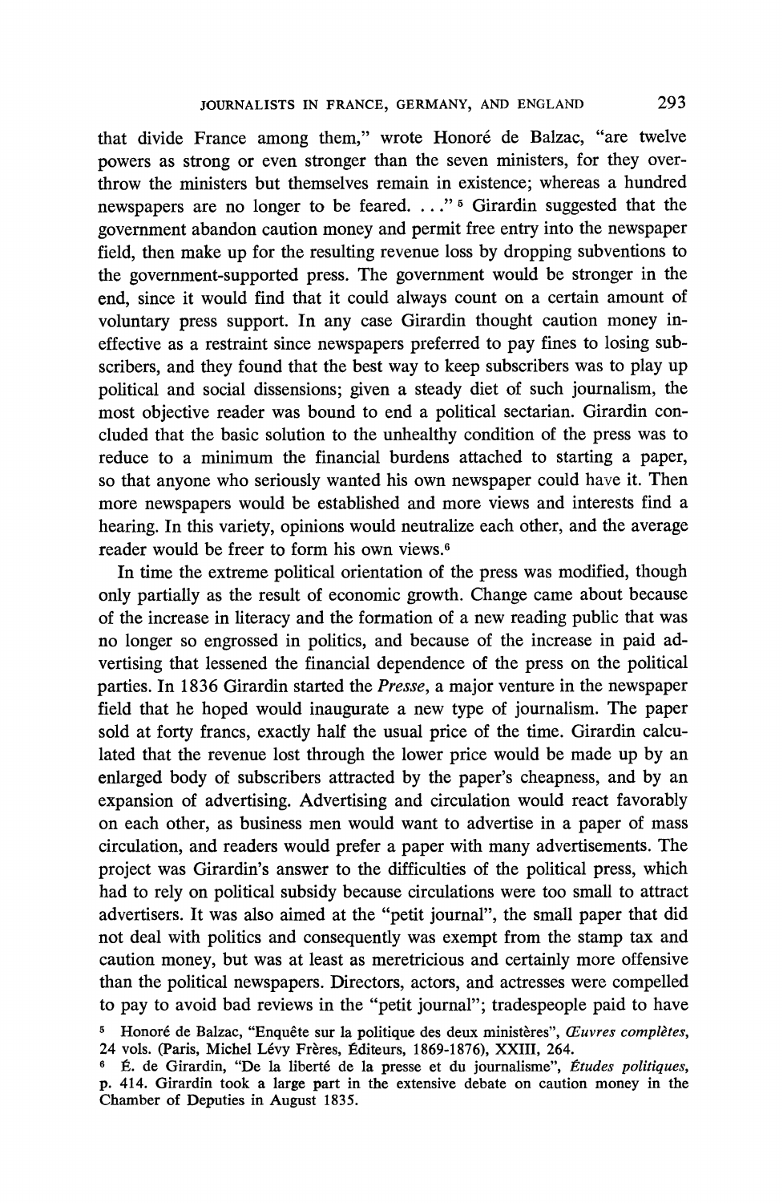that divide France among them," wrote Honoré de Balzac, "are twelve powers as strong or even stronger than the seven ministers, for they overthrow the ministers but themselves remain in existence; whereas a hundred newspapers are no longer to be feared. . . ."[5] Girardin suggested that the government abandon caution money and permit free entry into the newspaper field, then make up for the resulting revenue loss by dropping subventions to the government-supported press. The government would be stronger in the end, since it would find that it could always count on a certain amount of voluntary press support. In any case Girardin thought caution money ineffective as a restraint since newspapers preferred to pay fines to losing subscribers, and they found that the best way to keep subscribers was to play up political and social dissensions; given a steady diet of such journalism, the most objective reader was bound to end a political sectarian. Girardin concluded that the basic solution to the unhealthy condition of the press was to reduce to a minimum the financial burdens attached to starting a paper, so that anyone who seriously wanted his own newspaper could have it. Then more newspapers would be established and more views and interests find a hearing. In this variety, opinions would neutralize each other, and the average reader would be freer to form his own views.[6]

In time the extreme political orientation of the press was modified, though only partially as the result of economic growth. Change came about because of the increase in literacy and the formation of a new reading public that was no longer so engrossed in politics, and because of the increase in paid advertising that lessened the financial dependence of the press on the political parties. In 1836 Girardin started the *Presse*, a major venture in the newspaper field that he hoped would inaugurate a new type of journalism. The paper sold at forty francs, exactly half the usual price of the time. Girardin calculated that the revenue lost through the lower price would be made up by an enlarged body of subscribers attracted by the paper's cheapness, and by an expansion of advertising. Advertising and circulation would react favorably on each other, as business men would want to advertise in a paper of mass circulation, and readers would prefer a paper with many advertisements. The project was Girardin's answer to the difficulties of the political press, which had to rely on political subsidy because circulations were too small to attract advertisers. It was also aimed at the "petit journal", the small paper that did not deal with politics and consequently was exempt from the stamp tax and caution money, but was at least as meretricious and certainly more offensive than the political newspapers. Directors, actors, and actresses were compelled to pay to avoid bad reviews in the "petit journal"; tradespeople paid to have

[5] Honoré de Balzac, "Enquête sur la politique des deux ministères", *Œuvres complètes*, 24 vols. (Paris, Michel Lévy Frères, Éditeurs, 1869-1876), XXIII, 264.

[6] É. de Girardin, "De la liberté de la presse et du journalisme", *Études politiques*, p. 414. Girardin took a large part in the extensive debate on caution money in the Chamber of Deputies in August 1835.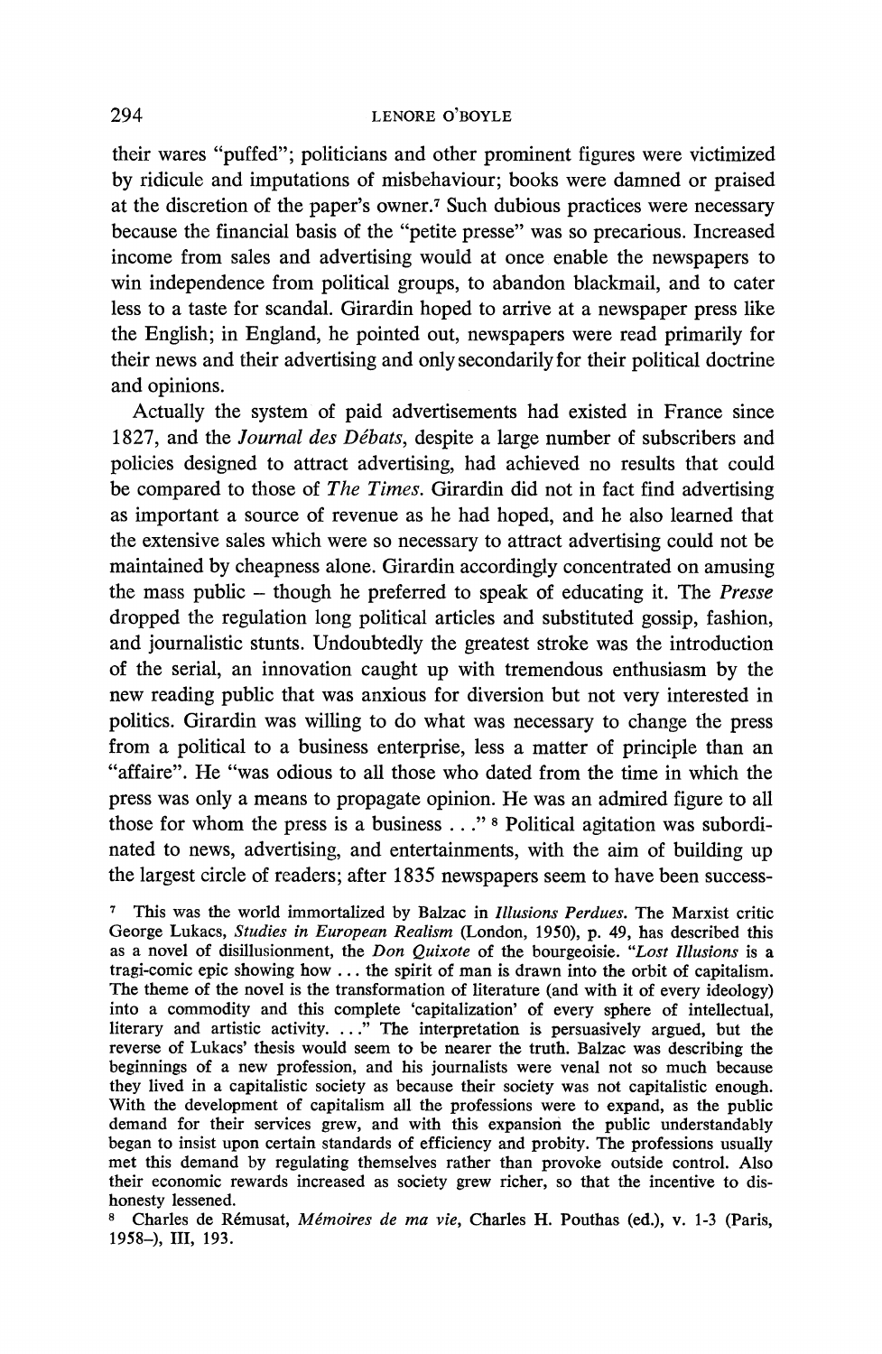their wares "puffed"; politicians and other prominent figures were victimized by ridicule and imputations of misbehaviour; books were damned or praised at the discretion of the paper's owner.[7] Such dubious practices were necessary because the financial basis of the "petite presse" was so precarious. Increased income from sales and advertising would at once enable the newspapers to win independence from political groups, to abandon blackmail, and to cater less to a taste for scandal. Girardin hoped to arrive at a newspaper press like the English; in England, he pointed out, newspapers were read primarily for their news and their advertising and only secondarily for their political doctrine and opinions.

Actually the system of paid advertisements had existed in France since 1827, and the *Journal des Débats*, despite a large number of subscribers and policies designed to attract advertising, had achieved no results that could be compared to those of *The Times*. Girardin did not in fact find advertising as important a source of revenue as he had hoped, and he also learned that the extensive sales which were so necessary to attract advertising could not be maintained by cheapness alone. Girardin accordingly concentrated on amusing the mass public – though he preferred to speak of educating it. The *Presse* dropped the regulation long political articles and substituted gossip, fashion, and journalistic stunts. Undoubtedly the greatest stroke was the introduction of the serial, an innovation caught up with tremendous enthusiasm by the new reading public that was anxious for diversion but not very interested in politics. Girardin was willing to do what was necessary to change the press from a political to a business enterprise, less a matter of principle than an "affaire". He "was odious to all those who dated from the time in which the press was only a means to propagate opinion. He was an admired figure to all those for whom the press is a business . . ." [8] Political agitation was subordinated to news, advertising, and entertainments, with the aim of building up the largest circle of readers; after 1835 newspapers seem to have been success-

[7] This was the world immortalized by Balzac in *Illusions Perdues*. The Marxist critic George Lukacs, *Studies in European Realism* (London, 1950), p. 49, has described this as a novel of disillusionment, the *Don Quixote* of the bourgeoisie. "*Lost Illusions* is a tragi-comic epic showing how . . . the spirit of man is drawn into the orbit of capitalism. The theme of the novel is the transformation of literature (and with it of every ideology) into a commodity and this complete 'capitalization' of every sphere of intellectual, literary and artistic activity. . . ." The interpretation is persuasively argued, but the reverse of Lukacs' thesis would seem to be nearer the truth. Balzac was describing the beginnings of a new profession, and his journalists were venal not so much because they lived in a capitalistic society as because their society was not capitalistic enough. With the development of capitalism all the professions were to expand, as the public demand for their services grew, and with this expansion the public understandably began to insist upon certain standards of efficiency and probity. The professions usually met this demand by regulating themselves rather than provoke outside control. Also their economic rewards increased as society grew richer, so that the incentive to dishonesty lessened.

[8] Charles de Rémusat, *Mémoires de ma vie*, Charles H. Pouthas (ed.), v. 1-3 (Paris, 1958–), III, 193.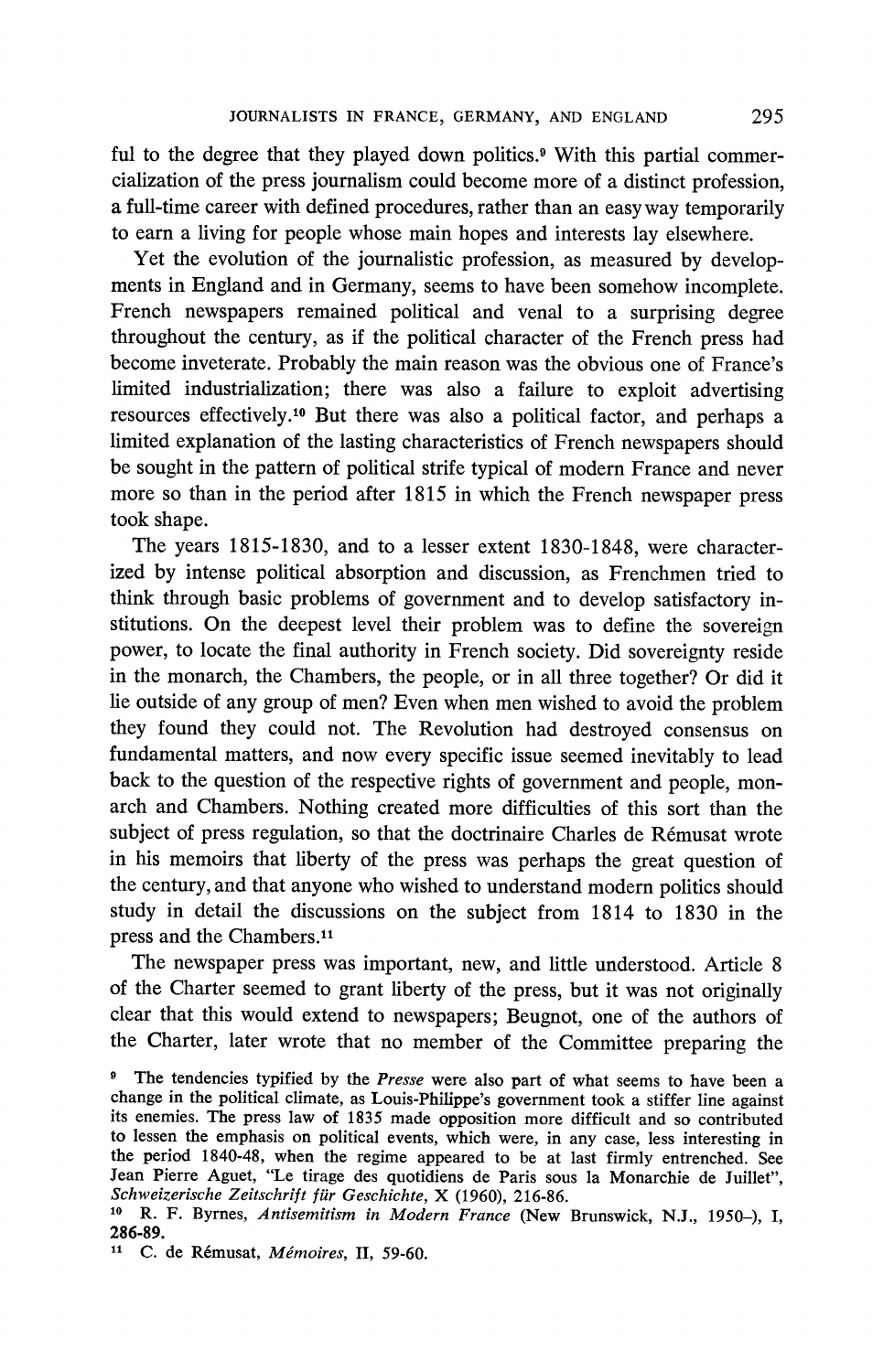ful to the degree that they played down politics.[9] With this partial commercialization of the press journalism could become more of a distinct profession, a full-time career with defined procedures, rather than an easy way temporarily to earn a living for people whose main hopes and interests lay elsewhere.

Yet the evolution of the journalistic profession, as measured by developments in England and in Germany, seems to have been somehow incomplete. French newspapers remained political and venal to a surprising degree throughout the century, as if the political character of the French press had become inveterate. Probably the main reason was the obvious one of France's limited industrialization; there was also a failure to exploit advertising resources effectively.[10] But there was also a political factor, and perhaps a limited explanation of the lasting characteristics of French newspapers should be sought in the pattern of political strife typical of modern France and never more so than in the period after 1815 in which the French newspaper press took shape.

The years 1815-1830, and to a lesser extent 1830-1848, were characterized by intense political absorption and discussion, as Frenchmen tried to think through basic problems of government and to develop satisfactory institutions. On the deepest level their problem was to define the sovereign power, to locate the final authority in French society. Did sovereignty reside in the monarch, the Chambers, the people, or in all three together? Or did it lie outside of any group of men? Even when men wished to avoid the problem they found they could not. The Revolution had destroyed consensus on fundamental matters, and now every specific issue seemed inevitably to lead back to the question of the respective rights of government and people, monarch and Chambers. Nothing created more difficulties of this sort than the subject of press regulation, so that the doctrinaire Charles de Rémusat wrote in his memoirs that liberty of the press was perhaps the great question of the century, and that anyone who wished to understand modern politics should study in detail the discussions on the subject from 1814 to 1830 in the press and the Chambers.[11]

The newspaper press was important, new, and little understood. Article 8 of the Charter seemed to grant liberty of the press, but it was not originally clear that this would extend to newspapers; Beugnot, one of the authors of the Charter, later wrote that no member of the Committee preparing the

[9] The tendencies typified by the *Presse* were also part of what seems to have been a change in the political climate, as Louis-Philippe's government took a stiffer line against its enemies. The press law of 1835 made opposition more difficult and so contributed to lessen the emphasis on political events, which were, in any case, less interesting in the period 1840-48, when the regime appeared to be at last firmly entrenched. See Jean Pierre Aguet, "Le tirage des quotidiens de Paris sous la Monarchie de Juillet", *Schweizerische Zeitschrift für Geschichte*, X (1960), 216-86.

[10] R. F. Byrnes, *Antisemitism in Modern France* (New Brunswick, N.J., 1950–), I, 286-89.

[11] C. de Rémusat, *Mémoires*, II, 59-60.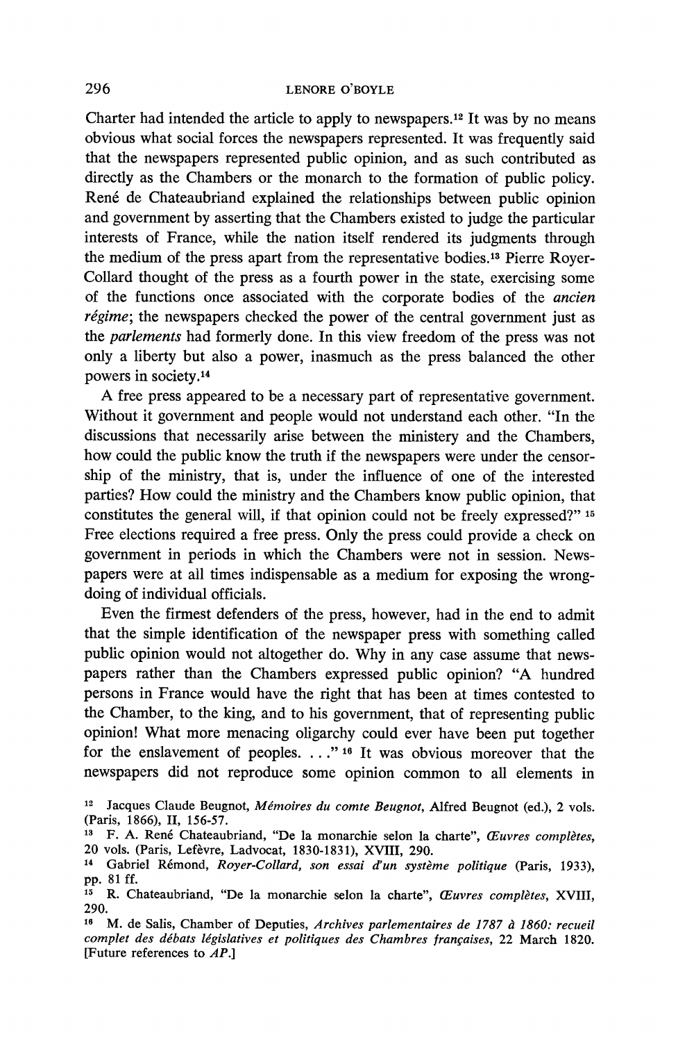Charter had intended the article to apply to newspapers.[12] It was by no means obvious what social forces the newspapers represented. It was frequently said that the newspapers represented public opinion, and as such contributed as directly as the Chambers or the monarch to the formation of public policy. René de Chateaubriand explained the relationships between public opinion and government by asserting that the Chambers existed to judge the particular interests of France, while the nation itself rendered its judgments through the medium of the press apart from the representative bodies.[13] Pierre Royer-Collard thought of the press as a fourth power in the state, exercising some of the functions once associated with the corporate bodies of the *ancien régime*; the newspapers checked the power of the central government just as the *parlements* had formerly done. In this view freedom of the press was not only a liberty but also a power, inasmuch as the press balanced the other powers in society.[14]

A free press appeared to be a necessary part of representative government. Without it government and people would not understand each other. "In the discussions that necessarily arise between the ministery and the Chambers, how could the public know the truth if the newspapers were under the censorship of the ministry, that is, under the influence of one of the interested parties? How could the ministry and the Chambers know public opinion, that constitutes the general will, if that opinion could not be freely expressed?" [15] Free elections required a free press. Only the press could provide a check on government in periods in which the Chambers were not in session. Newspapers were at all times indispensable as a medium for exposing the wrongdoing of individual officials.

Even the firmest defenders of the press, however, had in the end to admit that the simple identification of the newspaper press with something called public opinion would not altogether do. Why in any case assume that newspapers rather than the Chambers expressed public opinion? "A hundred persons in France would have the right that has been at times contested to the Chamber, to the king, and to his government, that of representing public opinion! What more menacing oligarchy could ever have been put together for the enslavement of peoples. . . ." [16] It was obvious moreover that the newspapers did not reproduce some opinion common to all elements in

---

[12] Jacques Claude Beugnot, *Mémoires du comte Beugnot*, Alfred Beugnot (ed.), 2 vols. (Paris, 1866), II, 156-57.

[13] F. A. René Chateaubriand, "De la monarchie selon la charte", *Œuvres complètes*, 20 vols. (Paris, Lefèvre, Ladvocat, 1830-1831), XVIII, 290.

[14] Gabriel Rémond, *Royer-Collard, son essai d'un système politique* (Paris, 1933), pp. 81 ff.

[15] R. Chateaubriand, "De la monarchie selon la charte", *Œuvres complètes*, XVIII, 290.

[16] M. de Salis, Chamber of Deputies, *Archives parlementaires de 1787 à 1860: recueil complet des débats législatives et politiques des Chambres françaises*, 22 March 1820. [Future references to *AP*.]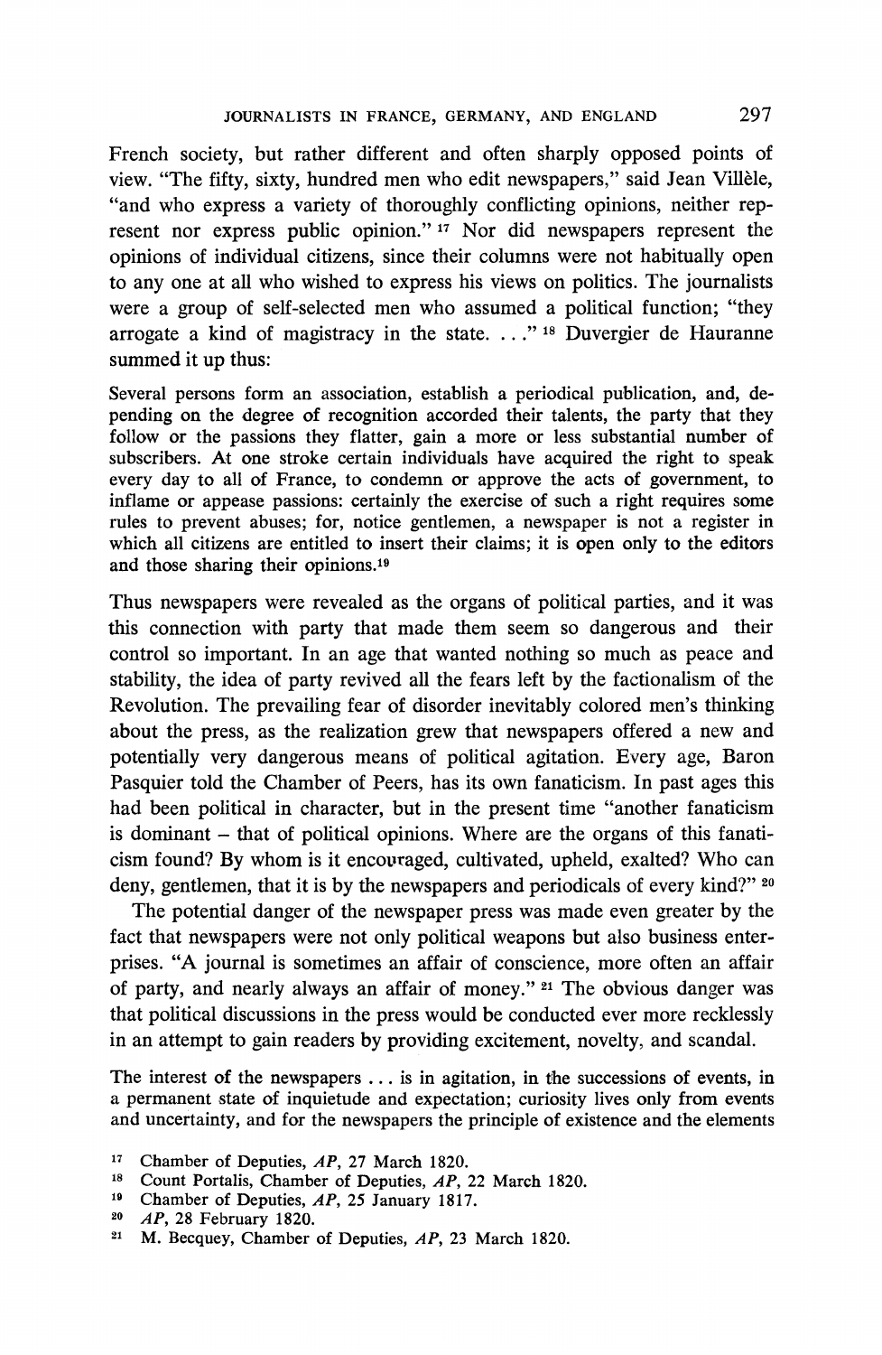French society, but rather different and often sharply opposed points of view. "The fifty, sixty, hundred men who edit newspapers," said Jean Villèle, "and who express a variety of thoroughly conflicting opinions, neither represent nor express public opinion." [17] Nor did newspapers represent the opinions of individual citizens, since their columns were not habitually open to any one at all who wished to express his views on politics. The journalists were a group of self-selected men who assumed a political function; "they arrogate a kind of magistracy in the state. . . ." [18] Duvergier de Hauranne summed it up thus:

> Several persons form an association, establish a periodical publication, and, depending on the degree of recognition accorded their talents, the party that they follow or the passions they flatter, gain a more or less substantial number of subscribers. At one stroke certain individuals have acquired the right to speak every day to all of France, to condemn or approve the acts of government, to inflame or appease passions: certainly the exercise of such a right requires some rules to prevent abuses; for, notice gentlemen, a newspaper is not a register in which all citizens are entitled to insert their claims; it is open only to the editors and those sharing their opinions.[19]

Thus newspapers were revealed as the organs of political parties, and it was this connection with party that made them seem so dangerous and their control so important. In an age that wanted nothing so much as peace and stability, the idea of party revived all the fears left by the factionalism of the Revolution. The prevailing fear of disorder inevitably colored men's thinking about the press, as the realization grew that newspapers offered a new and potentially very dangerous means of political agitation. Every age, Baron Pasquier told the Chamber of Peers, has its own fanaticism. In past ages this had been political in character, but in the present time "another fanaticism is dominant – that of political opinions. Where are the organs of this fanaticism found? By whom is it encouraged, cultivated, upheld, exalted? Who can deny, gentlemen, that it is by the newspapers and periodicals of every kind?" [20]

The potential danger of the newspaper press was made even greater by the fact that newspapers were not only political weapons but also business enterprises. "A journal is sometimes an affair of conscience, more often an affair of party, and nearly always an affair of money." [21] The obvious danger was that political discussions in the press would be conducted ever more recklessly in an attempt to gain readers by providing excitement, novelty, and scandal.

> The interest of the newspapers . . . is in agitation, in the successions of events, in a permanent state of inquietude and expectation; curiosity lives only from events and uncertainty, and for the newspapers the principle of existence and the elements

[17] Chamber of Deputies, *AP*, 27 March 1820.

[18] Count Portalis, Chamber of Deputies, *AP*, 22 March 1820.

[19] Chamber of Deputies, *AP*, 25 January 1817.

[20] *AP*, 28 February 1820.

[21] M. Becquey, Chamber of Deputies, *AP*, 23 March 1820.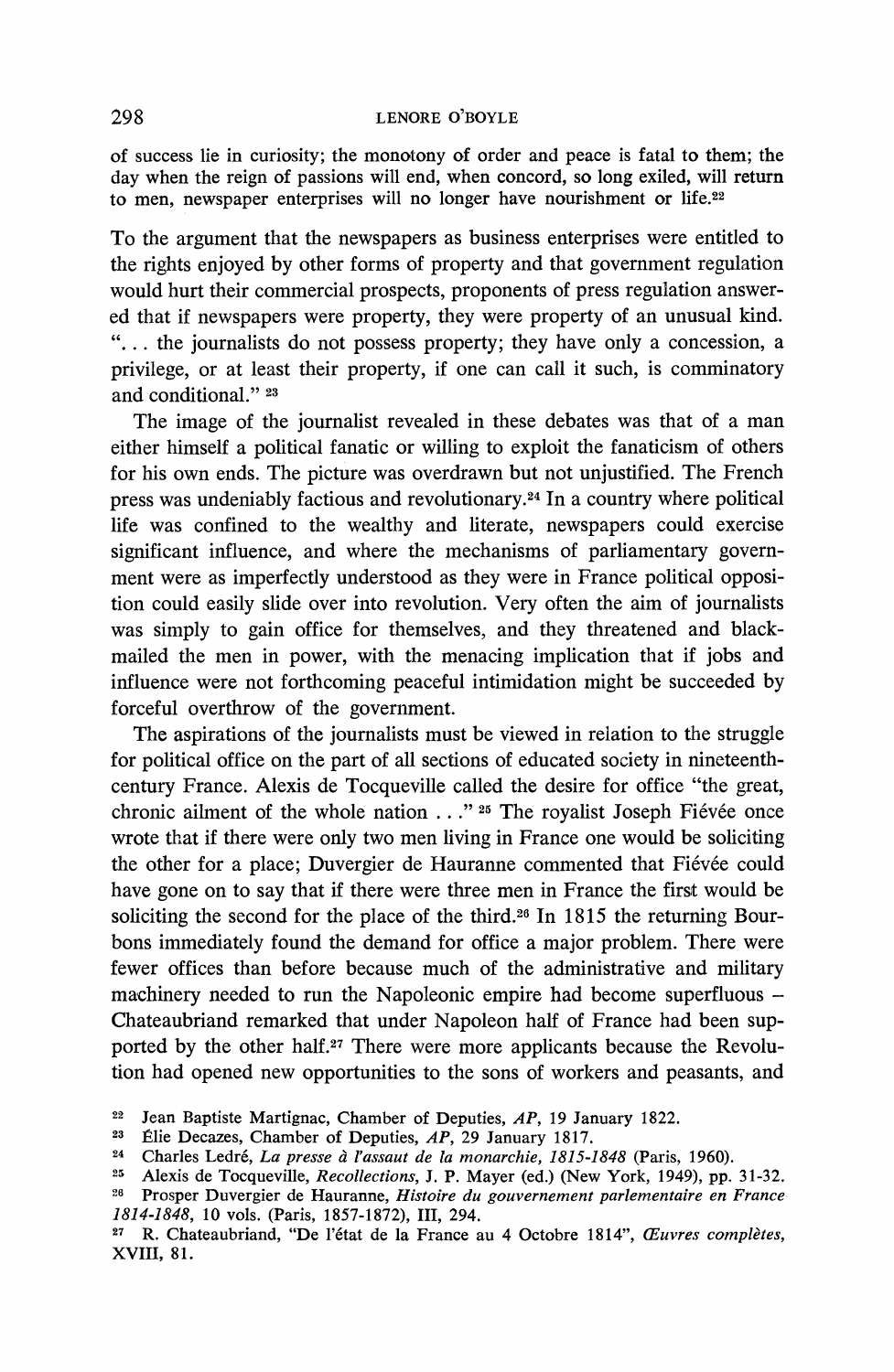of success lie in curiosity; the monotony of order and peace is fatal to them; the day when the reign of passions will end, when concord, so long exiled, will return to men, newspaper enterprises will no longer have nourishment or life.[22]

To the argument that the newspapers as business enterprises were entitled to the rights enjoyed by other forms of property and that government regulation would hurt their commercial prospects, proponents of press regulation answered that if newspapers were property, they were property of an unusual kind. "... the journalists do not possess property; they have only a concession, a privilege, or at least their property, if one can call it such, is comminatory and conditional." [23]

The image of the journalist revealed in these debates was that of a man either himself a political fanatic or willing to exploit the fanaticism of others for his own ends. The picture was overdrawn but not unjustified. The French press was undeniably factious and revolutionary.[24] In a country where political life was confined to the wealthy and literate, newspapers could exercise significant influence, and where the mechanisms of parliamentary government were as imperfectly understood as they were in France political opposition could easily slide over into revolution. Very often the aim of journalists was simply to gain office for themselves, and they threatened and blackmailed the men in power, with the menacing implication that if jobs and influence were not forthcoming peaceful intimidation might be succeeded by forceful overthrow of the government.

The aspirations of the journalists must be viewed in relation to the struggle for political office on the part of all sections of educated society in nineteenth-century France. Alexis de Tocqueville called the desire for office "the great, chronic ailment of the whole nation ..." [25] The royalist Joseph Fiévée once wrote that if there were only two men living in France one would be soliciting the other for a place; Duvergier de Hauranne commented that Fiévée could have gone on to say that if there were three men in France the first would be soliciting the second for the place of the third.[26] In 1815 the returning Bourbons immediately found the demand for office a major problem. There were fewer offices than before because much of the administrative and military machinery needed to run the Napoleonic empire had become superfluous – Chateaubriand remarked that under Napoleon half of France had been supported by the other half.[27] There were more applicants because the Revolution had opened new opportunities to the sons of workers and peasants, and

[22] Jean Baptiste Martignac, Chamber of Deputies, *AP*, 19 January 1822.

[23] Élie Decazes, Chamber of Deputies, *AP*, 29 January 1817.

[24] Charles Ledré, *La presse à l'assaut de la monarchie, 1815-1848* (Paris, 1960).

[25] Alexis de Tocqueville, *Recollections*, J. P. Mayer (ed.) (New York, 1949), pp. 31-32.

[26] Prosper Duvergier de Hauranne, *Histoire du gouvernement parlementaire en France 1814-1848*, 10 vols. (Paris, 1857-1872), III, 294.

[27] R. Chateaubriand, "De l'état de la France au 4 Octobre 1814", *Œuvres complètes*, XVIII, 81.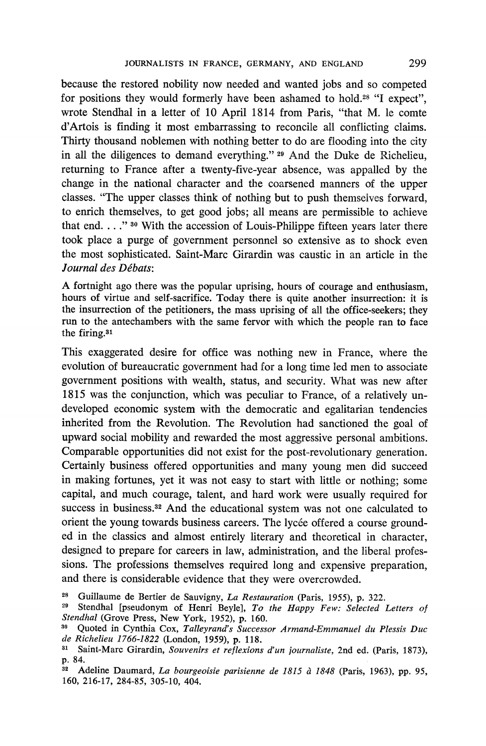because the restored nobility now needed and wanted jobs and so competed for positions they would formerly have been ashamed to hold.[28] "I expect", wrote Stendhal in a letter of 10 April 1814 from Paris, "that M. le comte d'Artois is finding it most embarrassing to reconcile all conflicting claims. Thirty thousand noblemen with nothing better to do are flooding into the city in all the diligences to demand everything." [29] And the Duke de Richelieu, returning to France after a twenty-five-year absence, was appalled by the change in the national character and the coarsened manners of the upper classes. "The upper classes think of nothing but to push themselves forward, to enrich themselves, to get good jobs; all means are permissible to achieve that end. . . ." [30] With the accession of Louis-Philippe fifteen years later there took place a purge of government personnel so extensive as to shock even the most sophisticated. Saint-Marc Girardin was caustic in an article in the *Journal des Débats*:

> A fortnight ago there was the popular uprising, hours of courage and enthusiasm, hours of virtue and self-sacrifice. Today there is quite another insurrection: it is the insurrection of the petitioners, the mass uprising of all the office-seekers; they run to the antechambers with the same fervor with which the people ran to face the firing.[31]

This exaggerated desire for office was nothing new in France, where the evolution of bureaucratic government had for a long time led men to associate government positions with wealth, status, and security. What was new after 1815 was the conjunction, which was peculiar to France, of a relatively undeveloped economic system with the democratic and egalitarian tendencies inherited from the Revolution. The Revolution had sanctioned the goal of upward social mobility and rewarded the most aggressive personal ambitions. Comparable opportunities did not exist for the post-revolutionary generation. Certainly business offered opportunities and many young men did succeed in making fortunes, yet it was not easy to start with little or nothing; some capital, and much courage, talent, and hard work were usually required for success in business.[32] And the educational system was not one calculated to orient the young towards business careers. The lycée offered a course grounded in the classics and almost entirely literary and theoretical in character, designed to prepare for careers in law, administration, and the liberal professions. The professions themselves required long and expensive preparation, and there is considerable evidence that they were overcrowded.

[28] Guillaume de Bertier de Sauvigny, *La Restauration* (Paris, 1955), p. 322.

[29] Stendhal [pseudonym of Henri Beyle], *To the Happy Few: Selected Letters of Stendhal* (Grove Press, New York, 1952), p. 160.

[30] Quoted in Cynthia Cox, *Talleyrand's Successor Armand-Emmanuel du Plessis Duc de Richelieu 1766-1822* (London, 1959), p. 118.

[31] Saint-Marc Girardin, *Souvenirs et reflexions d'un journaliste*, 2nd ed. (Paris, 1873), p. 84.

[32] Adeline Daumard, *La bourgeoisie parisienne de 1815 à 1848* (Paris, 1963), pp. 95, 160, 216-17, 284-85, 305-10, 404.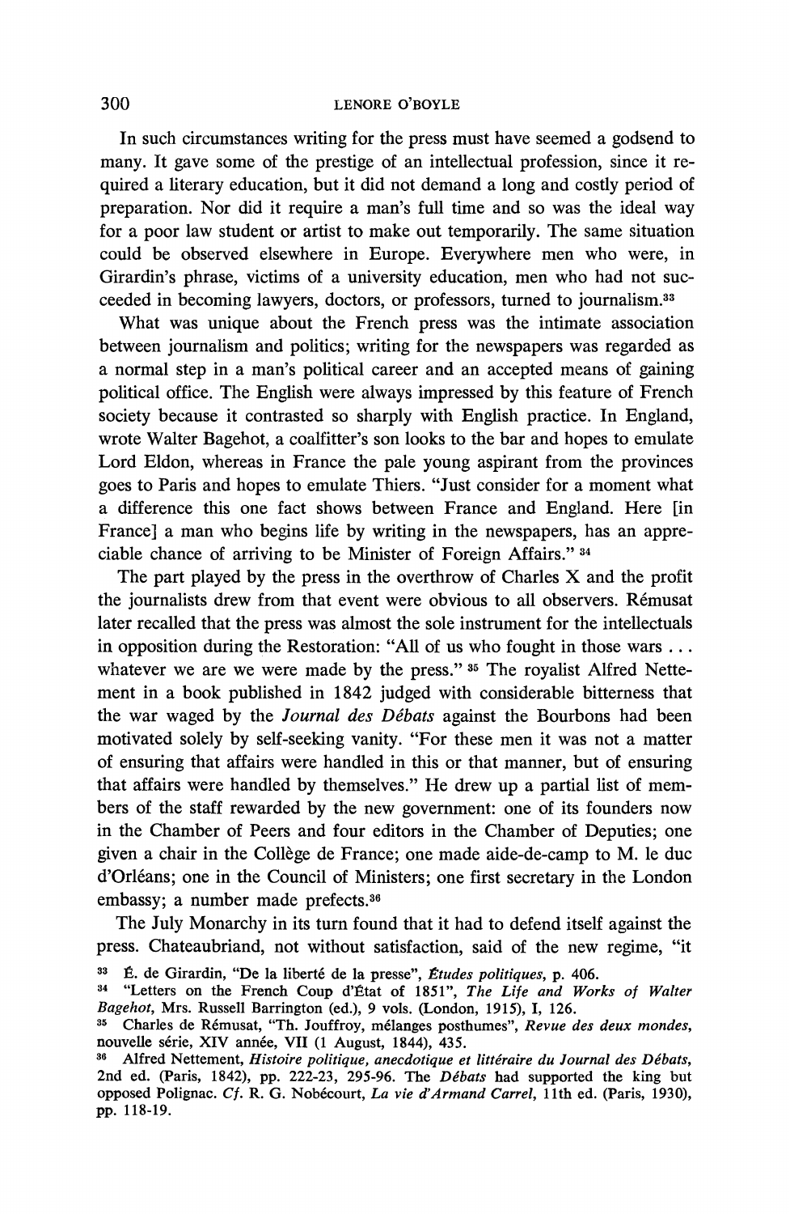In such circumstances writing for the press must have seemed a godsend to many. It gave some of the prestige of an intellectual profession, since it required a literary education, but it did not demand a long and costly period of preparation. Nor did it require a man's full time and so was the ideal way for a poor law student or artist to make out temporarily. The same situation could be observed elsewhere in Europe. Everywhere men who were, in Girardin's phrase, victims of a university education, men who had not succeeded in becoming lawyers, doctors, or professors, turned to journalism.[33]

What was unique about the French press was the intimate association between journalism and politics; writing for the newspapers was regarded as a normal step in a man's political career and an accepted means of gaining political office. The English were always impressed by this feature of French society because it contrasted so sharply with English practice. In England, wrote Walter Bagehot, a coalfitter's son looks to the bar and hopes to emulate Lord Eldon, whereas in France the pale young aspirant from the provinces goes to Paris and hopes to emulate Thiers. "Just consider for a moment what a difference this one fact shows between France and England. Here [in France] a man who begins life by writing in the newspapers, has an appreciable chance of arriving to be Minister of Foreign Affairs." [34]

The part played by the press in the overthrow of Charles X and the profit the journalists drew from that event were obvious to all observers. Rémusat later recalled that the press was almost the sole instrument for the intellectuals in opposition during the Restoration: "All of us who fought in those wars ... whatever we are we were made by the press." [35] The royalist Alfred Nettement in a book published in 1842 judged with considerable bitterness that the war waged by the *Journal des Débats* against the Bourbons had been motivated solely by self-seeking vanity. "For these men it was not a matter of ensuring that affairs were handled in this or that manner, but of ensuring that affairs were handled by themselves." He drew up a partial list of members of the staff rewarded by the new government: one of its founders now in the Chamber of Peers and four editors in the Chamber of Deputies; one given a chair in the Collège de France; one made aide-de-camp to M. le duc d'Orléans; one in the Council of Ministers; one first secretary in the London embassy; a number made prefects.[36]

The July Monarchy in its turn found that it had to defend itself against the press. Chateaubriand, not without satisfaction, said of the new regime, "it

[33] É. de Girardin, "De la liberté de la presse", *Études politiques*, p. 406.

[34] "Letters on the French Coup d'État of 1851", *The Life and Works of Walter Bagehot*, Mrs. Russell Barrington (ed.), 9 vols. (London, 1915), I, 126.

[35] Charles de Rémusat, "Th. Jouffroy, mélanges posthumes", *Revue des deux mondes*, nouvelle série, XIV année, VII (1 August, 1844), 435.

[36] Alfred Nettement, *Histoire politique, anecdotique et littéraire du Journal des Débats*, 2nd ed. (Paris, 1842), pp. 222-23, 295-96. The *Débats* had supported the king but opposed Polignac. *Cf.* R. G. Nobécourt, *La vie d'Armand Carrel*, 11th ed. (Paris, 1930), pp. 118-19.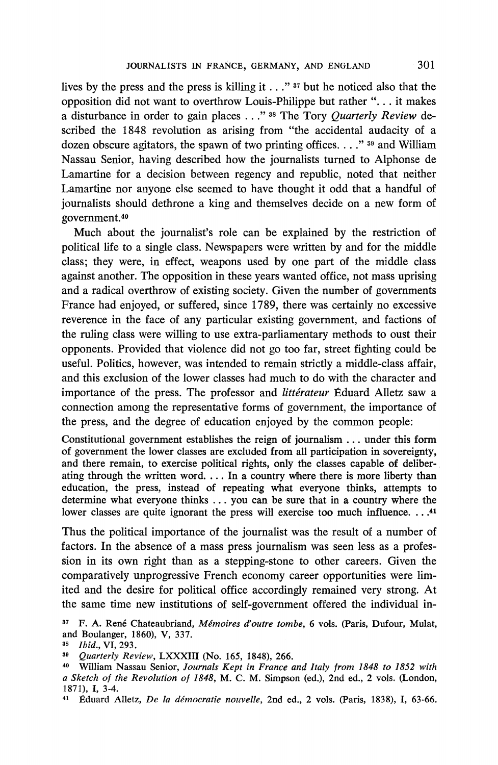lives by the press and the press is killing it . . ." [37] but he noticed also that the opposition did not want to overthrow Louis-Philippe but rather ". . . it makes a disturbance in order to gain places . . ." [38] The Tory *Quarterly Review* described the 1848 revolution as arising from "the accidental audacity of a dozen obscure agitators, the spawn of two printing offices. . . ." [39] and William Nassau Senior, having described how the journalists turned to Alphonse de Lamartine for a decision between regency and republic, noted that neither Lamartine nor anyone else seemed to have thought it odd that a handful of journalists should dethrone a king and themselves decide on a new form of government.[40]

Much about the journalist's role can be explained by the restriction of political life to a single class. Newspapers were written by and for the middle class; they were, in effect, weapons used by one part of the middle class against another. The opposition in these years wanted office, not mass uprising and a radical overthrow of existing society. Given the number of governments France had enjoyed, or suffered, since 1789, there was certainly no excessive reverence in the face of any particular existing government, and factions of the ruling class were willing to use extra-parliamentary methods to oust their opponents. Provided that violence did not go too far, street fighting could be useful. Politics, however, was intended to remain strictly a middle-class affair, and this exclusion of the lower classes had much to do with the character and importance of the press. The professor and *littérateur* Éduard Alletz saw a connection among the representative forms of government, the importance of the press, and the degree of education enjoyed by the common people:

> Constitutional government establishes the reign of journalism . . . under this form of government the lower classes are excluded from all participation in sovereignty, and there remain, to exercise political rights, only the classes capable of deliberating through the written word. . . . In a country where there is more liberty than education, the press, instead of repeating what everyone thinks, attempts to determine what everyone thinks . . . you can be sure that in a country where the lower classes are quite ignorant the press will exercise too much influence. . . .[41]

Thus the political importance of the journalist was the result of a number of factors. In the absence of a mass press journalism was seen less as a profession in its own right than as a stepping-stone to other careers. Given the comparatively unprogressive French economy career opportunities were limited and the desire for political office accordingly remained very strong. At the same time new institutions of self-government offered the individual in-

[37] F. A. René Chateaubriand, *Mémoires d'outre tombe*, 6 vols. (Paris, Dufour, Mulat, and Boulanger, 1860), V, 337.

[38] *Ibid.*, VI, 293.

[39] *Quarterly Review*, LXXXIII (No. 165, 1848), 266.

[40] William Nassau Senior, *Journals Kept in France and Italy from 1848 to 1852 with a Sketch of the Revolution of 1848*, M. C. M. Simpson (ed.), 2nd ed., 2 vols. (London, 1871), I, 3-4.

[41] Éduard Alletz, *De la démocratie nouvelle*, 2nd ed., 2 vols. (Paris, 1838), I, 63-66.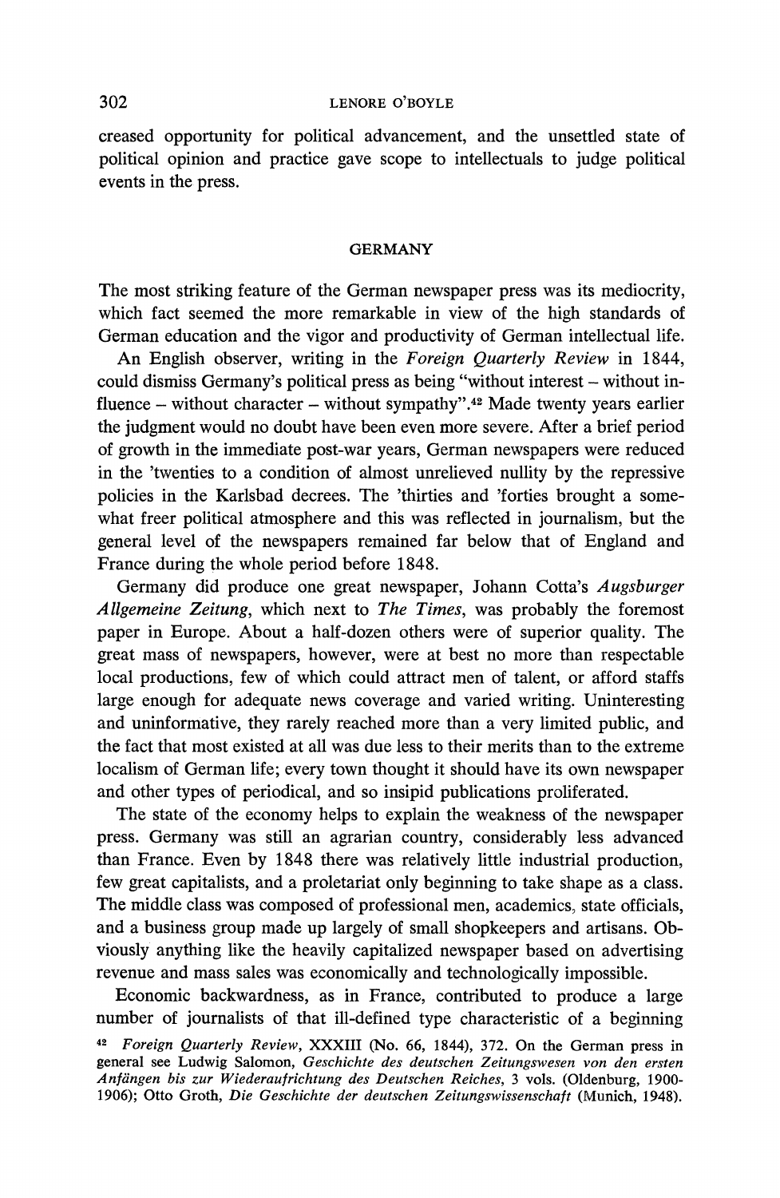creased opportunity for political advancement, and the unsettled state of political opinion and practice gave scope to intellectuals to judge political events in the press.

## GERMANY

The most striking feature of the German newspaper press was its mediocrity, which fact seemed the more remarkable in view of the high standards of German education and the vigor and productivity of German intellectual life.

An English observer, writing in the *Foreign Quarterly Review* in 1844, could dismiss Germany's political press as being "without interest – without influence – without character – without sympathy".[42] Made twenty years earlier the judgment would no doubt have been even more severe. After a brief period of growth in the immediate post-war years, German newspapers were reduced in the 'twenties to a condition of almost unrelieved nullity by the repressive policies in the Karlsbad decrees. The 'thirties and 'forties brought a somewhat freer political atmosphere and this was reflected in journalism, but the general level of the newspapers remained far below that of England and France during the whole period before 1848.

Germany did produce one great newspaper, Johann Cotta's *Augsburger Allgemeine Zeitung*, which next to *The Times*, was probably the foremost paper in Europe. About a half-dozen others were of superior quality. The great mass of newspapers, however, were at best no more than respectable local productions, few of which could attract men of talent, or afford staffs large enough for adequate news coverage and varied writing. Uninteresting and uninformative, they rarely reached more than a very limited public, and the fact that most existed at all was due less to their merits than to the extreme localism of German life; every town thought it should have its own newspaper and other types of periodical, and so insipid publications proliferated.

The state of the economy helps to explain the weakness of the newspaper press. Germany was still an agrarian country, considerably less advanced than France. Even by 1848 there was relatively little industrial production, few great capitalists, and a proletariat only beginning to take shape as a class. The middle class was composed of professional men, academics, state officials, and a business group made up largely of small shopkeepers and artisans. Obviously anything like the heavily capitalized newspaper based on advertising revenue and mass sales was economically and technologically impossible.

Economic backwardness, as in France, contributed to produce a large number of journalists of that ill-defined type characteristic of a beginning

[42] *Foreign Quarterly Review*, XXXIII (No. 66, 1844), 372. On the German press in general see Ludwig Salomon, *Geschichte des deutschen Zeitungswesen von den ersten Anfängen bis zur Wiederaufrichtung des Deutschen Reiches*, 3 vols. (Oldenburg, 1900-1906); Otto Groth, *Die Geschichte der deutschen Zeitungswissenschaft* (Munich, 1948).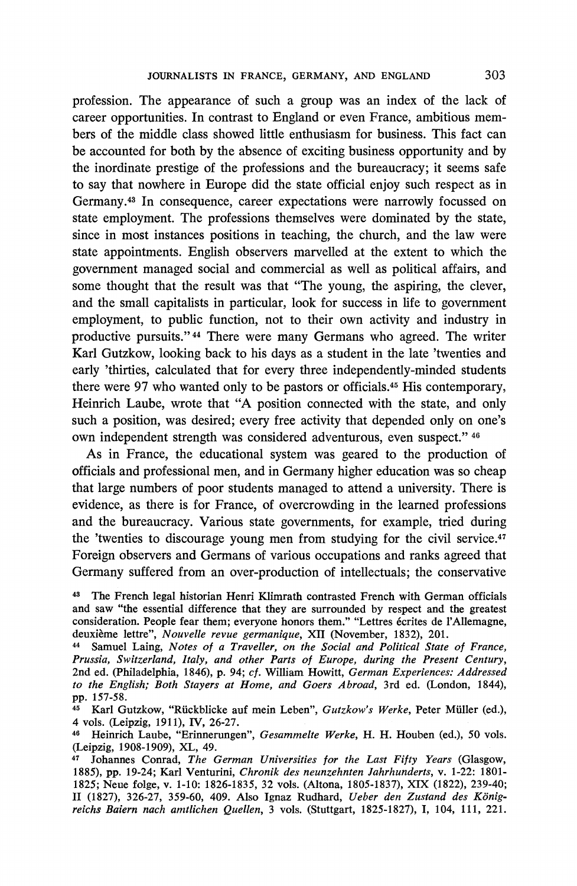profession. The appearance of such a group was an index of the lack of career opportunities. In contrast to England or even France, ambitious members of the middle class showed little enthusiasm for business. This fact can be accounted for both by the absence of exciting business opportunity and by the inordinate prestige of the professions and the bureaucracy; it seems safe to say that nowhere in Europe did the state official enjoy such respect as in Germany.[43] In consequence, career expectations were narrowly focussed on state employment. The professions themselves were dominated by the state, since in most instances positions in teaching, the church, and the law were state appointments. English observers marvelled at the extent to which the government managed social and commercial as well as political affairs, and some thought that the result was that "The young, the aspiring, the clever, and the small capitalists in particular, look for success in life to government employment, to public function, not to their own activity and industry in productive pursuits."[44] There were many Germans who agreed. The writer Karl Gutzkow, looking back to his days as a student in the late 'twenties and early 'thirties, calculated that for every three independently-minded students there were 97 who wanted only to be pastors or officials.[45] His contemporary, Heinrich Laube, wrote that "A position connected with the state, and only such a position, was desired; every free activity that depended only on one's own independent strength was considered adventurous, even suspect."[46]

As in France, the educational system was geared to the production of officials and professional men, and in Germany higher education was so cheap that large numbers of poor students managed to attend a university. There is evidence, as there is for France, of overcrowding in the learned professions and the bureaucracy. Various state governments, for example, tried during the 'twenties to discourage young men from studying for the civil service.[47] Foreign observers and Germans of various occupations and ranks agreed that Germany suffered from an over-production of intellectuals; the conservative

[43] The French legal historian Henri Klimrath contrasted French with German officials and saw "the essential difference that they are surrounded by respect and the greatest consideration. People fear them; everyone honors them." "Lettres écrites de l'Allemagne, deuxième lettre", *Nouvelle revue germanique*, XII (November, 1832), 201.

[44] Samuel Laing, *Notes of a Traveller, on the Social and Political State of France, Prussia, Switzerland, Italy, and other Parts of Europe, during the Present Century*, 2nd ed. (Philadelphia, 1846), p. 94; *cf.* William Howitt, *German Experiences: Addressed to the English; Both Stayers at Home, and Goers Abroad*, 3rd ed. (London, 1844), pp. 157-58.

[45] Karl Gutzkow, "Rückblicke auf mein Leben", *Gutzkow's Werke*, Peter Müller (ed.), 4 vols. (Leipzig, 1911), IV, 26-27.

[46] Heinrich Laube, "Erinnerungen", *Gesammelte Werke*, H. H. Houben (ed.), 50 vols. (Leipzig, 1908-1909), XL, 49.

[47] Johannes Conrad, *The German Universities for the Last Fifty Years* (Glasgow, 1885), pp. 19-24; Karl Venturini, *Chronik des neunzehnten Jahrhunderts*, v. 1-22: 1801-1825; Neue folge, v. 1-10: 1826-1835, 32 vols. (Altona, 1805-1837), XIX (1822), 239-40; II (1827), 326-27, 359-60, 409. Also Ignaz Rudhard, *Ueber den Zustand des Königreichs Baiern nach amtlichen Quellen*, 3 vols. (Stuttgart, 1825-1827), I, 104, 111, 221.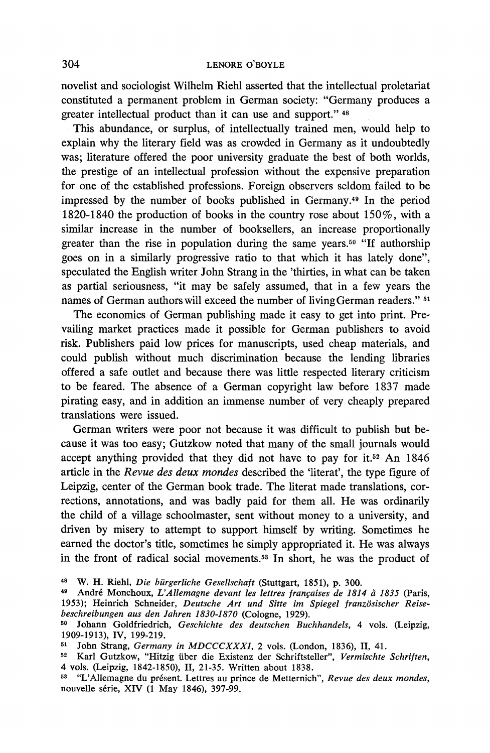novelist and sociologist Wilhelm Riehl asserted that the intellectual proletariat constituted a permanent problem in German society: "Germany produces a greater intellectual product than it can use and support." [48]

This abundance, or surplus, of intellectually trained men, would help to explain why the literary field was as crowded in Germany as it undoubtedly was; literature offered the poor university graduate the best of both worlds, the prestige of an intellectual profession without the expensive preparation for one of the established professions. Foreign observers seldom failed to be impressed by the number of books published in Germany.[49] In the period 1820-1840 the production of books in the country rose about 150%, with a similar increase in the number of booksellers, an increase proportionally greater than the rise in population during the same years.[50] "If authorship goes on in a similarly progressive ratio to that which it has lately done", speculated the English writer John Strang in the 'thirties, in what can be taken as partial seriousness, "it may be safely assumed, that in a few years the names of German authors will exceed the number of living German readers." [51]

The economics of German publishing made it easy to get into print. Prevailing market practices made it possible for German publishers to avoid risk. Publishers paid low prices for manuscripts, used cheap materials, and could publish without much discrimination because the lending libraries offered a safe outlet and because there was little respected literary criticism to be feared. The absence of a German copyright law before 1837 made pirating easy, and in addition an immense number of very cheaply prepared translations were issued.

German writers were poor not because it was difficult to publish but because it was too easy; Gutzkow noted that many of the small journals would accept anything provided that they did not have to pay for it.[52] An 1846 article in the *Revue des deux mondes* described the 'literat', the type figure of Leipzig, center of the German book trade. The literat made translations, corrections, annotations, and was badly paid for them all. He was ordinarily the child of a village schoolmaster, sent without money to a university, and driven by misery to attempt to support himself by writing. Sometimes he earned the doctor's title, sometimes he simply appropriated it. He was always in the front of radical social movements.[53] In short, he was the product of

[48] W. H. Riehl, *Die bürgerliche Gesellschaft* (Stuttgart, 1851), p. 300.

[49] André Monchoux, *L'Allemagne devant les lettres françaises de 1814 à 1835* (Paris, 1953); Heinrich Schneider, *Deutsche Art und Sitte im Spiegel französischer Reisebeschreibungen aus den Jahren 1830-1870* (Cologne, 1929).

[50] Johann Goldfriedrich, *Geschichte des deutschen Buchhandels*, 4 vols. (Leipzig, 1909-1913), IV, 199-219.

[51] John Strang, *Germany in MDCCCXXXI*, 2 vols. (London, 1836), II, 41.

[52] Karl Gutzkow, "Hitzig über die Existenz der Schriftsteller", *Vermischte Schriften*, 4 vols. (Leipzig, 1842-1850), II, 21-35. Written about 1838.

[53] "L'Allemagne du présent. Lettres au prince de Metternich", *Revue des deux mondes*, nouvelle série, XIV (1 May 1846), 397-99.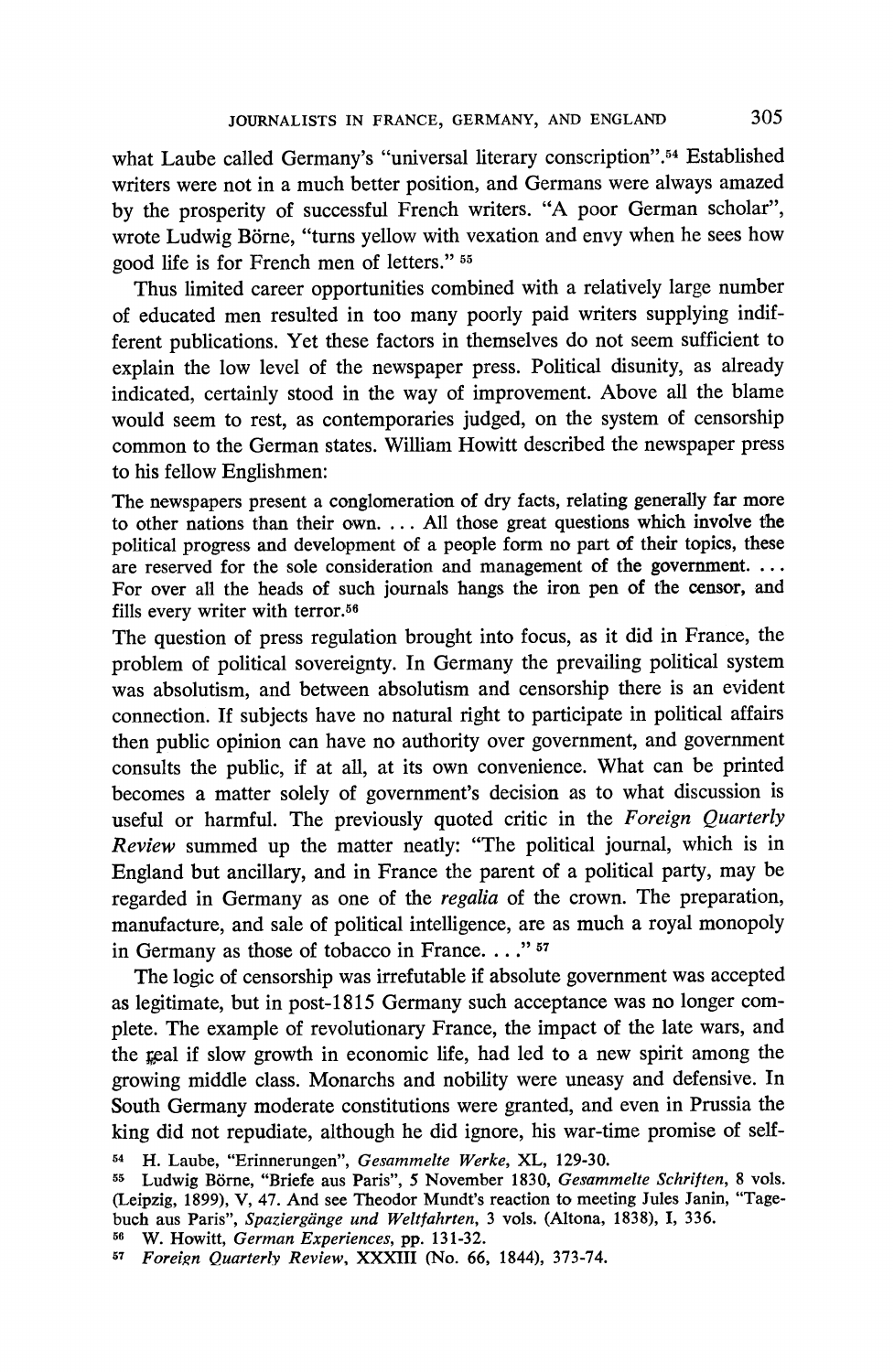what Laube called Germany's "universal literary conscription".[54] Established writers were not in a much better position, and Germans were always amazed by the prosperity of successful French writers. "A poor German scholar", wrote Ludwig Börne, "turns yellow with vexation and envy when he sees how good life is for French men of letters." [55]

Thus limited career opportunities combined with a relatively large number of educated men resulted in too many poorly paid writers supplying indifferent publications. Yet these factors in themselves do not seem sufficient to explain the low level of the newspaper press. Political disunity, as already indicated, certainly stood in the way of improvement. Above all the blame would seem to rest, as contemporaries judged, on the system of censorship common to the German states. William Howitt described the newspaper press to his fellow Englishmen:

> The newspapers present a conglomeration of dry facts, relating generally far more to other nations than their own. ... All those great questions which involve the political progress and development of a people form no part of their topics, these are reserved for the sole consideration and management of the government. ... For over all the heads of such journals hangs the iron pen of the censor, and fills every writer with terror.[56]

The question of press regulation brought into focus, as it did in France, the problem of political sovereignty. In Germany the prevailing political system was absolutism, and between absolutism and censorship there is an evident connection. If subjects have no natural right to participate in political affairs then public opinion can have no authority over government, and government consults the public, if at all, at its own convenience. What can be printed becomes a matter solely of government's decision as to what discussion is useful or harmful. The previously quoted critic in the *Foreign Quarterly Review* summed up the matter neatly: "The political journal, which is in England but ancillary, and in France the parent of a political party, may be regarded in Germany as one of the *regalia* of the crown. The preparation, manufacture, and sale of political intelligence, are as much a royal monopoly in Germany as those of tobacco in France. ..." [57]

The logic of censorship was irrefutable if absolute government was accepted as legitimate, but in post-1815 Germany such acceptance was no longer complete. The example of revolutionary France, the impact of the late wars, and the real if slow growth in economic life, had led to a new spirit among the growing middle class. Monarchs and nobility were uneasy and defensive. In South Germany moderate constitutions were granted, and even in Prussia the king did not repudiate, although he did ignore, his war-time promise of self-

[54] H. Laube, "Erinnerungen", *Gesammelte Werke*, XL, 129-30.

[55] Ludwig Börne, "Briefe aus Paris", 5 November 1830, *Gesammelte Schriften*, 8 vols. (Leipzig, 1899), V, 47. And see Theodor Mundt's reaction to meeting Jules Janin, "Tagebuch aus Paris", *Spaziergänge und Weltfahrten*, 3 vols. (Altona, 1838), I, 336.

[56] W. Howitt, *German Experiences*, pp. 131-32.

[57] *Foreign Quarterly Review*, XXXIII (No. 66, 1844), 373-74.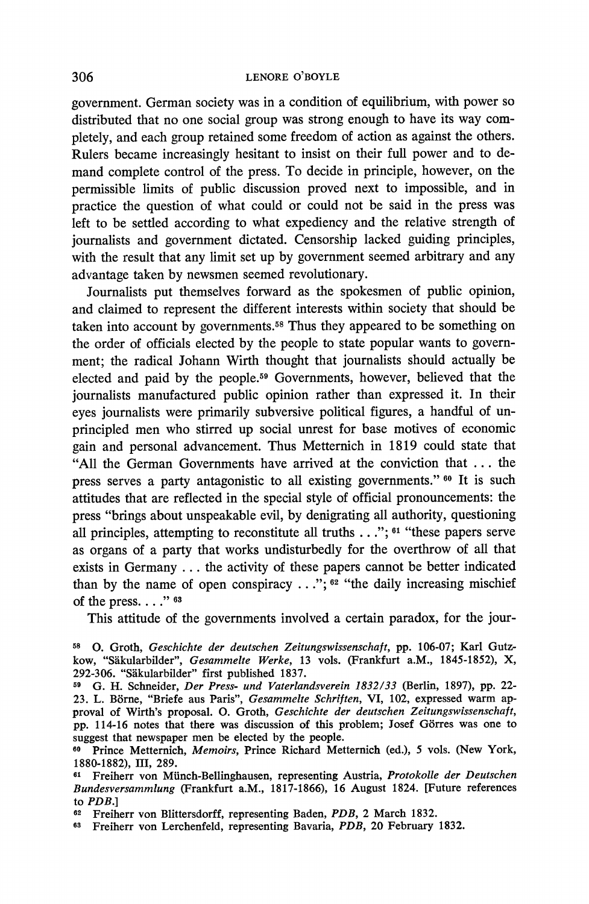government. German society was in a condition of equilibrium, with power so distributed that no one social group was strong enough to have its way completely, and each group retained some freedom of action as against the others. Rulers became increasingly hesitant to insist on their full power and to demand complete control of the press. To decide in principle, however, on the permissible limits of public discussion proved next to impossible, and in practice the question of what could or could not be said in the press was left to be settled according to what expediency and the relative strength of journalists and government dictated. Censorship lacked guiding principles, with the result that any limit set up by government seemed arbitrary and any advantage taken by newsmen seemed revolutionary.

Journalists put themselves forward as the spokesmen of public opinion, and claimed to represent the different interests within society that should be taken into account by governments.[58] Thus they appeared to be something on the order of officials elected by the people to state popular wants to government; the radical Johann Wirth thought that journalists should actually be elected and paid by the people.[59] Governments, however, believed that the journalists manufactured public opinion rather than expressed it. In their eyes journalists were primarily subversive political figures, a handful of unprincipled men who stirred up social unrest for base motives of economic gain and personal advancement. Thus Metternich in 1819 could state that "All the German Governments have arrived at the conviction that ... the press serves a party antagonistic to all existing governments." [60] It is such attitudes that are reflected in the special style of official pronouncements: the press "brings about unspeakable evil, by denigrating all authority, questioning all principles, attempting to reconstitute all truths ..."; [61] "these papers serve as organs of a party that works undisturbedly for the overthrow of all that exists in Germany ... the activity of these papers cannot be better indicated than by the name of open conspiracy ..."; [62] "the daily increasing mischief of the press. ..." [63]

This attitude of the governments involved a certain paradox, for the jour-

[58] O. Groth, *Geschichte der deutschen Zeitungswissenschaft*, pp. 106-07; Karl Gutzkow, "Säkularbilder", *Gesammelte Werke*, 13 vols. (Frankfurt a.M., 1845-1852), X, 292-306. "Säkularbilder" first published 1837.

[59] G. H. Schneider, *Der Press- und Vaterlandsverein 1832/33* (Berlin, 1897), pp. 22-23. L. Börne, "Briefe aus Paris", *Gesammelte Schriften*, VI, 102, expressed warm approval of Wirth's proposal. O. Groth, *Geschichte der deutschen Zeitungswissenschaft*, pp. 114-16 notes that there was discussion of this problem; Josef Görres was one to suggest that newspaper men be elected by the people.

[60] Prince Metternich, *Memoirs*, Prince Richard Metternich (ed.), 5 vols. (New York, 1880-1882), III, 289.

[61] Freiherr von Münch-Bellinghausen, representing Austria, *Protokolle der Deutschen Bundesversammlung* (Frankfurt a.M., 1817-1866), 16 August 1824. [Future references to *PDB*.]

[62] Freiherr von Blittersdorff, representing Baden, *PDB*, 2 March 1832.

[63] Freiherr von Lerchenfeld, representing Bavaria, *PDB*, 20 February 1832.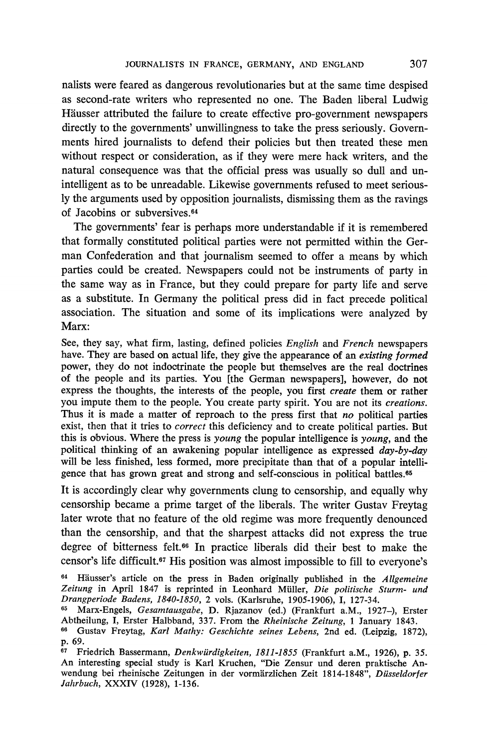nalists were feared as dangerous revolutionaries but at the same time despised as second-rate writers who represented no one. The Baden liberal Ludwig Häusser attributed the failure to create effective pro-government newspapers directly to the governments' unwillingness to take the press seriously. Governments hired journalists to defend their policies but then treated these men without respect or consideration, as if they were mere hack writers, and the natural consequence was that the official press was usually so dull and unintelligent as to be unreadable. Likewise governments refused to meet seriously the arguments used by opposition journalists, dismissing them as the ravings of Jacobins or subversives.[64]

The governments' fear is perhaps more understandable if it is remembered that formally constituted political parties were not permitted within the German Confederation and that journalism seemed to offer a means by which parties could be created. Newspapers could not be instruments of party in the same way as in France, but they could prepare for party life and serve as a substitute. In Germany the political press did in fact precede political association. The situation and some of its implications were analyzed by Marx:

> See, they say, what firm, lasting, defined policies *English* and *French* newspapers have. They are based on actual life, they give the appearance of an *existing formed* power, they do not indoctrinate the people but themselves are the real doctrines of the people and its parties. You [the German newspapers], however, do not express the thoughts, the interests of the people, you first *create* them or rather you impute them to the people. You create party spirit. You are not its *creations*. Thus it is made a matter of reproach to the press first that *no* political parties exist, then that it tries to *correct* this deficiency and to create political parties. But this is obvious. Where the press is *young* the popular intelligence is *young*, and the political thinking of an awakening popular intelligence as expressed *day-by-day* will be less finished, less formed, more precipitate than that of a popular intelligence that has grown great and strong and self-conscious in political battles.[65]

It is accordingly clear why governments clung to censorship, and equally why censorship became a prime target of the liberals. The writer Gustav Freytag later wrote that no feature of the old regime was more frequently denounced than the censorship, and that the sharpest attacks did not express the true degree of bitterness felt.[66] In practice liberals did their best to make the censor's life difficult.[67] His position was almost impossible to fill to everyone's

[64] Häusser's article on the press in Baden originally published in the *Allgemeine Zeitung* in April 1847 is reprinted in Leonhard Müller, *Die politische Sturm- und Drangperiode Badens, 1840-1850*, 2 vols. (Karlsruhe, 1905-1906), I, 127-34.

[65] Marx-Engels, *Gesamtausgabe*, D. Rjazanov (ed.) (Frankfurt a.M., 1927–), Erster Abtheilung, I, Erster Halbband, 337. From the *Rheinische Zeitung*, 1 January 1843.

[66] Gustav Freytag, *Karl Mathy: Geschichte seines Lebens*, 2nd ed. (Leipzig, 1872), p. 69.

[67] Friedrich Bassermann, *Denkwürdigkeiten, 1811-1855* (Frankfurt a.M., 1926), p. 35. An interesting special study is Karl Kruchen, "Die Zensur und deren praktische Anwendung bei rheinische Zeitungen in der vormärzlichen Zeit 1814-1848", *Düsseldorfer Jahrbuch*, XXXIV (1928), 1-136.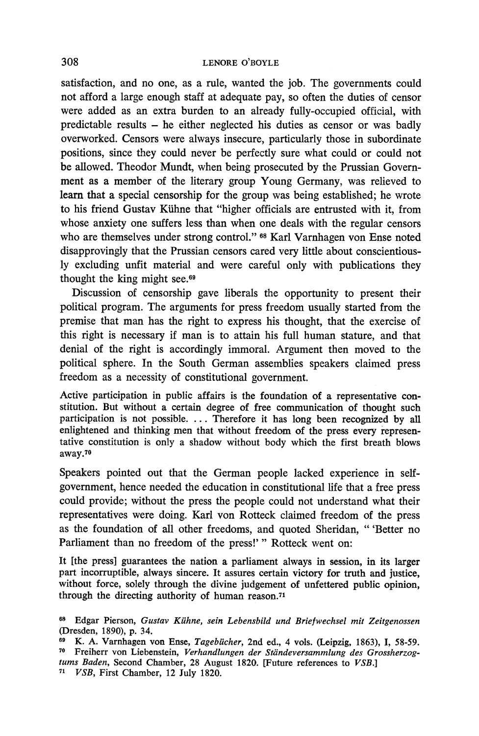satisfaction, and no one, as a rule, wanted the job. The governments could not afford a large enough staff at adequate pay, so often the duties of censor were added as an extra burden to an already fully-occupied official, with predictable results – he either neglected his duties as censor or was badly overworked. Censors were always insecure, particularly those in subordinate positions, since they could never be perfectly sure what could or could not be allowed. Theodor Mundt, when being prosecuted by the Prussian Government as a member of the literary group Young Germany, was relieved to learn that a special censorship for the group was being established; he wrote to his friend Gustav Kühne that "higher officials are entrusted with it, from whose anxiety one suffers less than when one deals with the regular censors who are themselves under strong control." [68] Karl Varnhagen von Ense noted disapprovingly that the Prussian censors cared very little about conscientiously excluding unfit material and were careful only with publications they thought the king might see.[69]

Discussion of censorship gave liberals the opportunity to present their political program. The arguments for press freedom usually started from the premise that man has the right to express his thought, that the exercise of this right is necessary if man is to attain his full human stature, and that denial of the right is accordingly immoral. Argument then moved to the political sphere. In the South German assemblies speakers claimed press freedom as a necessity of constitutional government.

> Active participation in public affairs is the foundation of a representative constitution. But without a certain degree of free communication of thought such participation is not possible. ... Therefore it has long been recognized by all enlightened and thinking men that without freedom of the press every representative constitution is only a shadow without body which the first breath blows away.[70]

Speakers pointed out that the German people lacked experience in self-government, hence needed the education in constitutional life that a free press could provide; without the press the people could not understand what their representatives were doing. Karl von Rotteck claimed freedom of the press as the foundation of all other freedoms, and quoted Sheridan, " 'Better no Parliament than no freedom of the press!' " Rotteck went on:

> It [the press] guarantees the nation a parliament always in session, in its larger part incorruptible, always sincere. It assures certain victory for truth and justice, without force, solely through the divine judgement of unfettered public opinion, through the directing authority of human reason.[71]

[68] Edgar Pierson, *Gustav Kühne, sein Lebensbild und Briefwechsel mit Zeitgenossen* (Dresden, 1890), p. 34.

[69] K. A. Varnhagen von Ense, *Tagebücher*, 2nd ed., 4 vols. (Leipzig, 1863), I, 58-59.

[70] Freiherr von Liebenstein, *Verhandlungen der Ständeversammlung des Grossherzogtums Baden*, Second Chamber, 28 August 1820. [Future references to *VSB*.]

[71] *VSB*, First Chamber, 12 July 1820.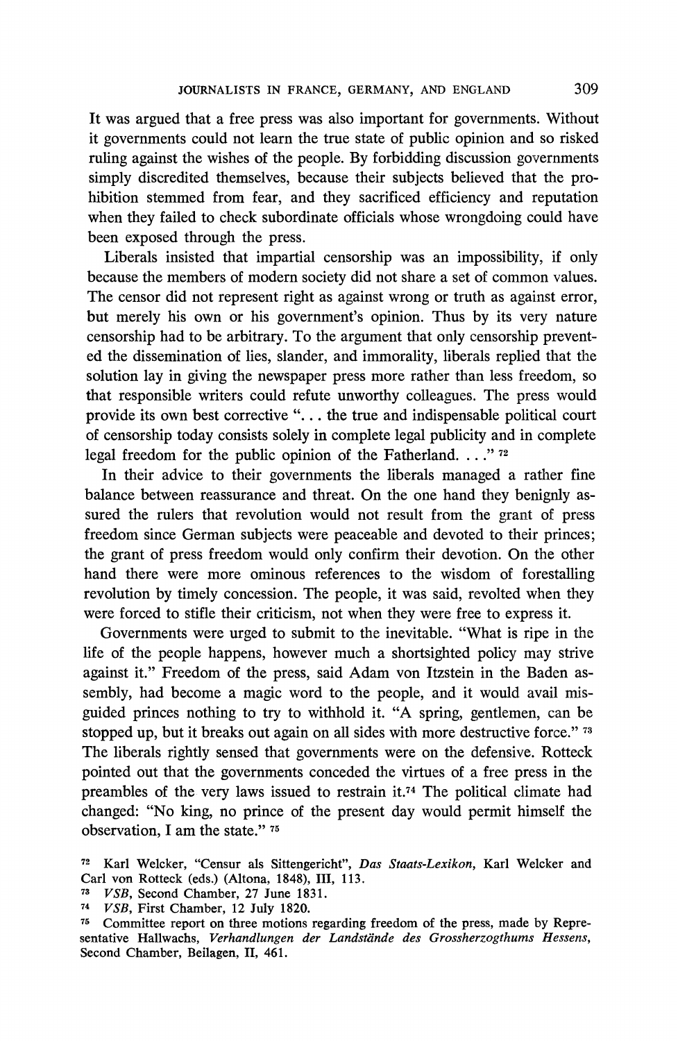It was argued that a free press was also important for governments. Without it governments could not learn the true state of public opinion and so risked ruling against the wishes of the people. By forbidding discussion governments simply discredited themselves, because their subjects believed that the prohibition stemmed from fear, and they sacrificed efficiency and reputation when they failed to check subordinate officials whose wrongdoing could have been exposed through the press.

Liberals insisted that impartial censorship was an impossibility, if only because the members of modern society did not share a set of common values. The censor did not represent right as against wrong or truth as against error, but merely his own or his government's opinion. Thus by its very nature censorship had to be arbitrary. To the argument that only censorship prevented the dissemination of lies, slander, and immorality, liberals replied that the solution lay in giving the newspaper press more rather than less freedom, so that responsible writers could refute unworthy colleagues. The press would provide its own best corrective "... the true and indispensable political court of censorship today consists solely in complete legal publicity and in complete legal freedom for the public opinion of the Fatherland. ..." [72]

In their advice to their governments the liberals managed a rather fine balance between reassurance and threat. On the one hand they benignly assured the rulers that revolution would not result from the grant of press freedom since German subjects were peaceable and devoted to their princes; the grant of press freedom would only confirm their devotion. On the other hand there were more ominous references to the wisdom of forestalling revolution by timely concession. The people, it was said, revolted when they were forced to stifle their criticism, not when they were free to express it.

Governments were urged to submit to the inevitable. "What is ripe in the life of the people happens, however much a shortsighted policy may strive against it." Freedom of the press, said Adam von Itzstein in the Baden assembly, had become a magic word to the people, and it would avail misguided princes nothing to try to withhold it. "A spring, gentlemen, can be stopped up, but it breaks out again on all sides with more destructive force." [73] The liberals rightly sensed that governments were on the defensive. Rotteck pointed out that the governments conceded the virtues of a free press in the preambles of the very laws issued to restrain it.[74] The political climate had changed: "No king, no prince of the present day would permit himself the observation, I am the state." [75]

[72] Karl Welcker, "Censur als Sittengericht", *Das Staats-Lexikon*, Karl Welcker and Carl von Rotteck (eds.) (Altona, 1848), III, 113.

[73] *VSB*, Second Chamber, 27 June 1831.

[74] *VSB*, First Chamber, 12 July 1820.

[75] Committee report on three motions regarding freedom of the press, made by Representative Hallwachs, *Verhandlungen der Landstände des Grossherzogthums Hessens*, Second Chamber, Beilagen, II, 461.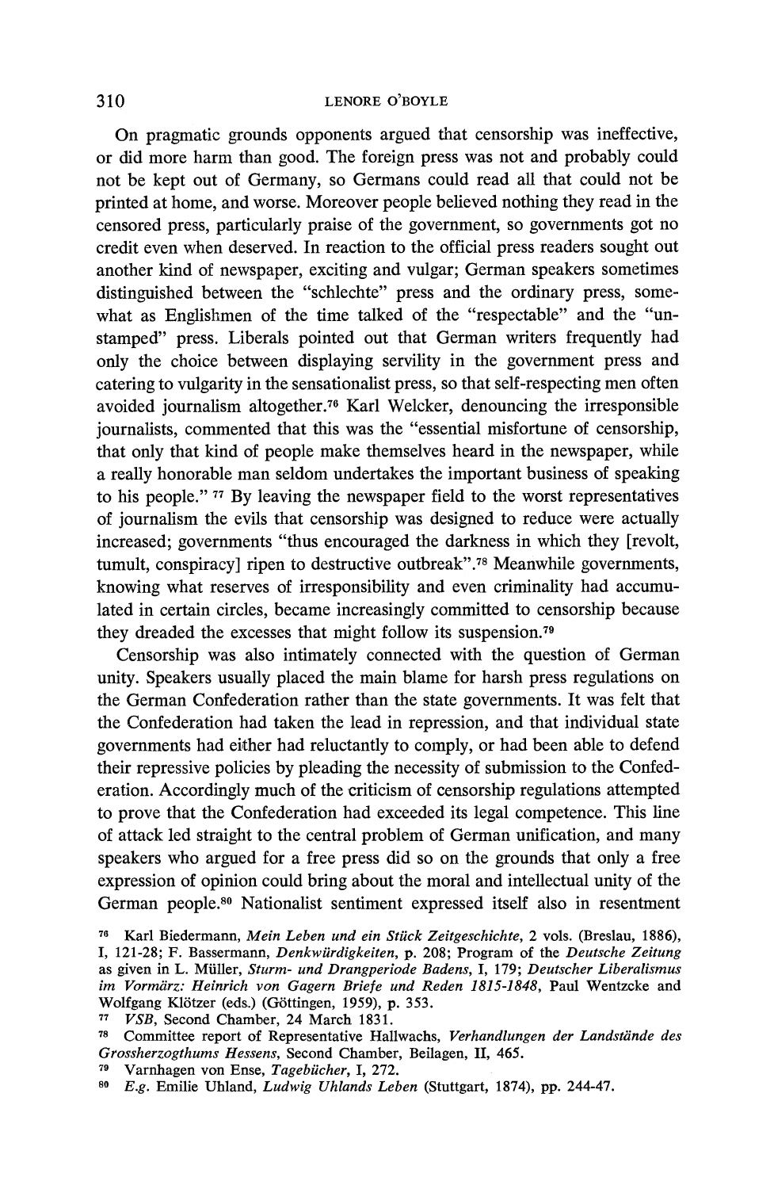On pragmatic grounds opponents argued that censorship was ineffective, or did more harm than good. The foreign press was not and probably could not be kept out of Germany, so Germans could read all that could not be printed at home, and worse. Moreover people believed nothing they read in the censored press, particularly praise of the government, so governments got no credit even when deserved. In reaction to the official press readers sought out another kind of newspaper, exciting and vulgar; German speakers sometimes distinguished between the "schlechte" press and the ordinary press, somewhat as Englishmen of the time talked of the "respectable" and the "unstamped" press. Liberals pointed out that German writers frequently had only the choice between displaying servility in the government press and catering to vulgarity in the sensationalist press, so that self-respecting men often avoided journalism altogether.[76] Karl Welcker, denouncing the irresponsible journalists, commented that this was the "essential misfortune of censorship, that only that kind of people make themselves heard in the newspaper, while a really honorable man seldom undertakes the important business of speaking to his people." [77] By leaving the newspaper field to the worst representatives of journalism the evils that censorship was designed to reduce were actually increased; governments "thus encouraged the darkness in which they [revolt, tumult, conspiracy] ripen to destructive outbreak".[78] Meanwhile governments, knowing what reserves of irresponsibility and even criminality had accumulated in certain circles, became increasingly committed to censorship because they dreaded the excesses that might follow its suspension.[79]

Censorship was also intimately connected with the question of German unity. Speakers usually placed the main blame for harsh press regulations on the German Confederation rather than the state governments. It was felt that the Confederation had taken the lead in repression, and that individual state governments had either had reluctantly to comply, or had been able to defend their repressive policies by pleading the necessity of submission to the Confederation. Accordingly much of the criticism of censorship regulations attempted to prove that the Confederation had exceeded its legal competence. This line of attack led straight to the central problem of German unification, and many speakers who argued for a free press did so on the grounds that only a free expression of opinion could bring about the moral and intellectual unity of the German people.[80] Nationalist sentiment expressed itself also in resentment

[76] Karl Biedermann, *Mein Leben und ein Stück Zeitgeschichte*, 2 vols. (Breslau, 1886), I, 121-28; F. Bassermann, *Denkwürdigkeiten*, p. 208; Program of the *Deutsche Zeitung* as given in L. Müller, *Sturm- und Drangperiode Badens*, I, 179; *Deutscher Liberalismus im Vormärz: Heinrich von Gagern Briefe und Reden 1815-1848*, Paul Wentzcke and Wolfgang Klötzer (eds.) (Göttingen, 1959), p. 353.

[77] *VSB*, Second Chamber, 24 March 1831.

[78] Committee report of Representative Hallwachs, *Verhandlungen der Landstände des Grossherzogthums Hessens*, Second Chamber, Beilagen, II, 465.

[79] Varnhagen von Ense, *Tagebücher*, I, 272.

[80] *E.g.* Emilie Uhland, *Ludwig Uhlands Leben* (Stuttgart, 1874), pp. 244-47.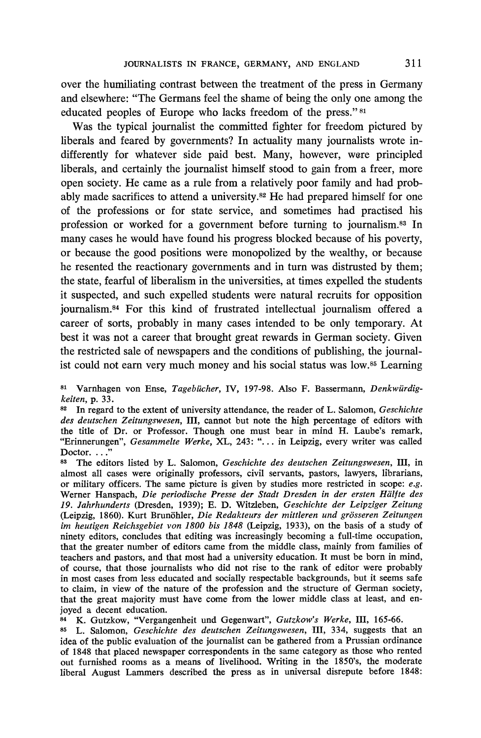over the humiliating contrast between the treatment of the press in Germany and elsewhere: "The Germans feel the shame of being the only one among the educated peoples of Europe who lacks freedom of the press."[81]

Was the typical journalist the committed fighter for freedom pictured by liberals and feared by governments? In actuality many journalists wrote indifferently for whatever side paid best. Many, however, were principled liberals, and certainly the journalist himself stood to gain from a freer, more open society. He came as a rule from a relatively poor family and had probably made sacrifices to attend a university.[82] He had prepared himself for one of the professions or for state service, and sometimes had practised his profession or worked for a government before turning to journalism.[83] In many cases he would have found his progress blocked because of his poverty, or because the good positions were monopolized by the wealthy, or because he resented the reactionary governments and in turn was distrusted by them; the state, fearful of liberalism in the universities, at times expelled the students it suspected, and such expelled students were natural recruits for opposition journalism.[84] For this kind of frustrated intellectual journalism offered a career of sorts, probably in many cases intended to be only temporary. At best it was not a career that brought great rewards in German society. Given the restricted sale of newspapers and the conditions of publishing, the journalist could not earn very much money and his social status was low.[85] Learning

[81] Varnhagen von Ense, *Tagebücher*, IV, 197-98. Also F. Bassermann, *Denkwürdigkeiten*, p. 33.

[82] In regard to the extent of university attendance, the reader of L. Salomon, *Geschichte des deutschen Zeitungswesen*, III, cannot but note the high percentage of editors with the title of Dr. or Professor. Though one must bear in mind H. Laube's remark, "Erinnerungen", *Gesammelte Werke*, XL, 243: "... in Leipzig, every writer was called Doctor. ..."

[83] The editors listed by L. Salomon, *Geschichte des deutschen Zeitungswesen*, III, in almost all cases were originally professors, civil servants, pastors, lawyers, librarians, or military officers. The same picture is given by studies more restricted in scope: *e.g.* Werner Hanspach, *Die periodische Presse der Stadt Dresden in der ersten Hälfte des 19. Jahrhunderts* (Dresden, 1939); E. D. Witzleben, *Geschichte der Leipziger Zeitung* (Leipzig, 1860). Kurt Brunöhler, *Die Redakteurs der mittleren und grösseren Zeitungen im heutigen Reichsgebiet von 1800 bis 1848* (Leipzig, 1933), on the basis of a study of ninety editors, concludes that editing was increasingly becoming a full-time occupation, that the greater number of editors came from the middle class, mainly from families of teachers and pastors, and that most had a university education. It must be born in mind, of course, that those journalists who did not rise to the rank of editor were probably in most cases from less educated and socially respectable backgrounds, but it seems safe to claim, in view of the nature of the profession and the structure of German society, that the great majority must have come from the lower middle class at least, and enjoyed a decent education.

[84] K. Gutzkow, "Vergangenheit und Gegenwart", *Gutzkow's Werke*, III, 165-66.

[85] L. Salomon, *Geschichte des deutschen Zeitungswesen*, III, 334, suggests that an idea of the public evaluation of the journalist can be gathered from a Prussian ordinance of 1848 that placed newspaper correspondents in the same category as those who rented out furnished rooms as a means of livelihood. Writing in the 1850's, the moderate liberal August Lammers described the press as in universal disrepute before 1848: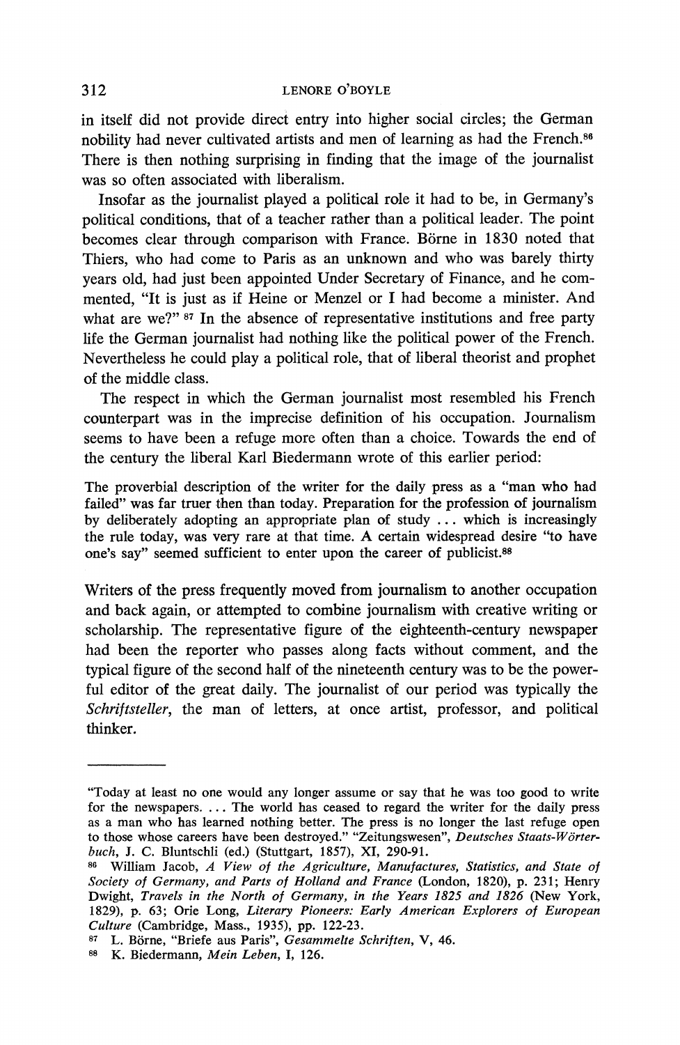in itself did not provide direct entry into higher social circles; the German nobility had never cultivated artists and men of learning as had the French.[86] There is then nothing surprising in finding that the image of the journalist was so often associated with liberalism.

Insofar as the journalist played a political role it had to be, in Germany's political conditions, that of a teacher rather than a political leader. The point becomes clear through comparison with France. Börne in 1830 noted that Thiers, who had come to Paris as an unknown and who was barely thirty years old, had just been appointed Under Secretary of Finance, and he commented, "It is just as if Heine or Menzel or I had become a minister. And what are we?" [87] In the absence of representative institutions and free party life the German journalist had nothing like the political power of the French. Nevertheless he could play a political role, that of liberal theorist and prophet of the middle class.

The respect in which the German journalist most resembled his French counterpart was in the imprecise definition of his occupation. Journalism seems to have been a refuge more often than a choice. Towards the end of the century the liberal Karl Biedermann wrote of this earlier period:

> The proverbial description of the writer for the daily press as a "man who had failed" was far truer then than today. Preparation for the profession of journalism by deliberately adopting an appropriate plan of study ... which is increasingly the rule today, was very rare at that time. A certain widespread desire "to have one's say" seemed sufficient to enter upon the career of publicist.[88]

Writers of the press frequently moved from journalism to another occupation and back again, or attempted to combine journalism with creative writing or scholarship. The representative figure of the eighteenth-century newspaper had been the reporter who passes along facts without comment, and the typical figure of the second half of the nineteenth century was to be the powerful editor of the great daily. The journalist of our period was typically the *Schriftsteller*, the man of letters, at once artist, professor, and political thinker.

---

"Today at least no one would any longer assume or say that he was too good to write for the newspapers. ... The world has ceased to regard the writer for the daily press as a man who has learned nothing better. The press is no longer the last refuge open to those whose careers have been destroyed." "Zeitungswesen", *Deutsches Staats-Wörterbuch*, J. C. Bluntschli (ed.) (Stuttgart, 1857), XI, 290-91.

[86] William Jacob, *A View of the Agriculture, Manufactures, Statistics, and State of Society of Germany, and Parts of Holland and France* (London, 1820), p. 231; Henry Dwight, *Travels in the North of Germany, in the Years 1825 and 1826* (New York, 1829), p. 63; Orie Long, *Literary Pioneers: Early American Explorers of European Culture* (Cambridge, Mass., 1935), pp. 122-23.

[87] L. Börne, "Briefe aus Paris", *Gesammelte Schriften*, V, 46.

[88] K. Biedermann, *Mein Leben*, I, 126.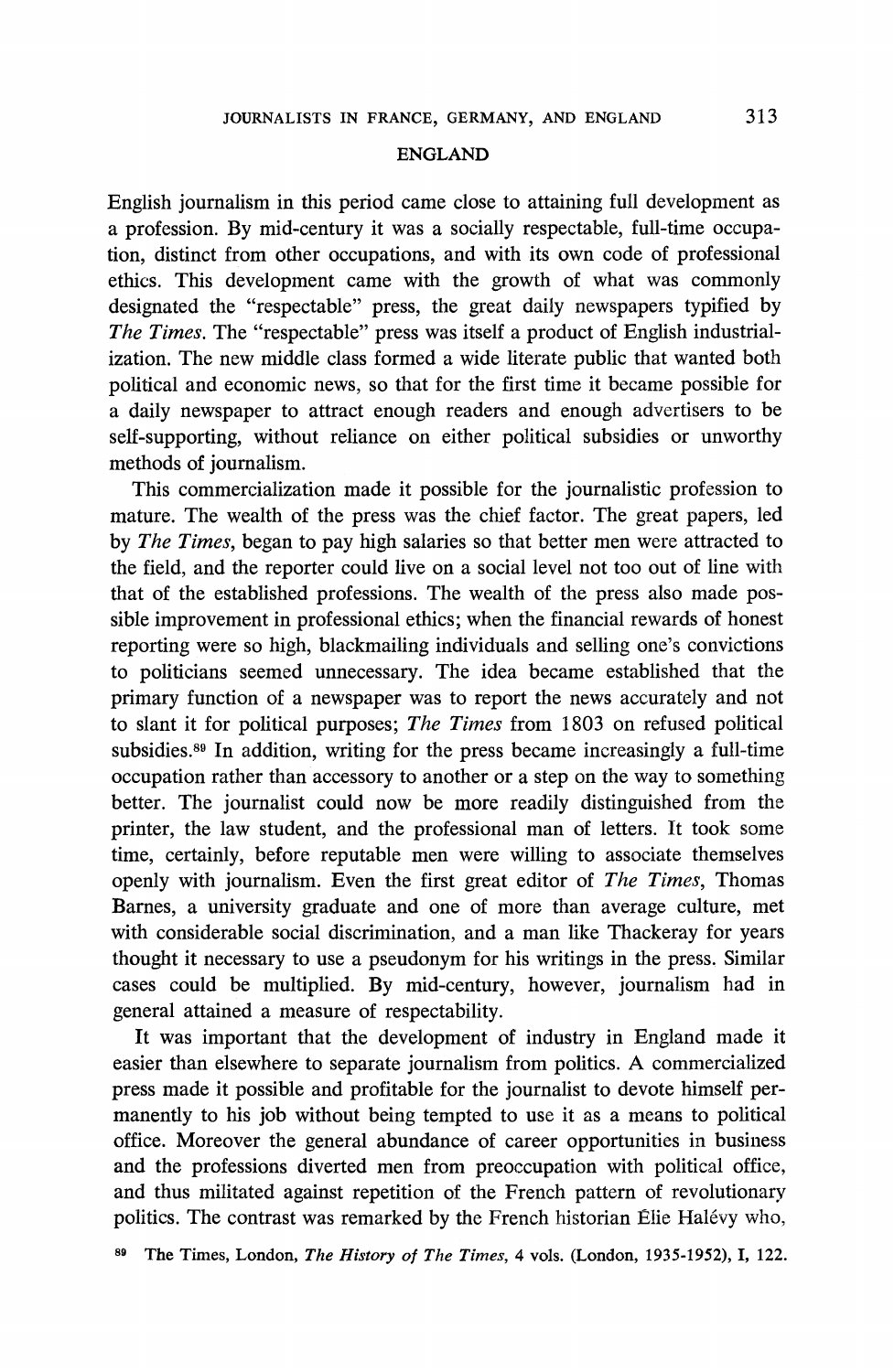## ENGLAND

English journalism in this period came close to attaining full development as a profession. By mid-century it was a socially respectable, full-time occupation, distinct from other occupations, and with its own code of professional ethics. This development came with the growth of what was commonly designated the "respectable" press, the great daily newspapers typified by *The Times*. The "respectable" press was itself a product of English industrialization. The new middle class formed a wide literate public that wanted both political and economic news, so that for the first time it became possible for a daily newspaper to attract enough readers and enough advertisers to be self-supporting, without reliance on either political subsidies or unworthy methods of journalism.

This commercialization made it possible for the journalistic profession to mature. The wealth of the press was the chief factor. The great papers, led by *The Times*, began to pay high salaries so that better men were attracted to the field, and the reporter could live on a social level not too out of line with that of the established professions. The wealth of the press also made possible improvement in professional ethics; when the financial rewards of honest reporting were so high, blackmailing individuals and selling one's convictions to politicians seemed unnecessary. The idea became established that the primary function of a newspaper was to report the news accurately and not to slant it for political purposes; *The Times* from 1803 on refused political subsidies.[89] In addition, writing for the press became increasingly a full-time occupation rather than accessory to another or a step on the way to something better. The journalist could now be more readily distinguished from the printer, the law student, and the professional man of letters. It took some time, certainly, before reputable men were willing to associate themselves openly with journalism. Even the first great editor of *The Times*, Thomas Barnes, a university graduate and one of more than average culture, met with considerable social discrimination, and a man like Thackeray for years thought it necessary to use a pseudonym for his writings in the press. Similar cases could be multiplied. By mid-century, however, journalism had in general attained a measure of respectability.

It was important that the development of industry in England made it easier than elsewhere to separate journalism from politics. A commercialized press made it possible and profitable for the journalist to devote himself permanently to his job without being tempted to use it as a means to political office. Moreover the general abundance of career opportunities in business and the professions diverted men from preoccupation with political office, and thus militated against repetition of the French pattern of revolutionary politics. The contrast was remarked by the French historian Élie Halévy who,

[89] The Times, London, *The History of The Times*, 4 vols. (London, 1935-1952), I, 122.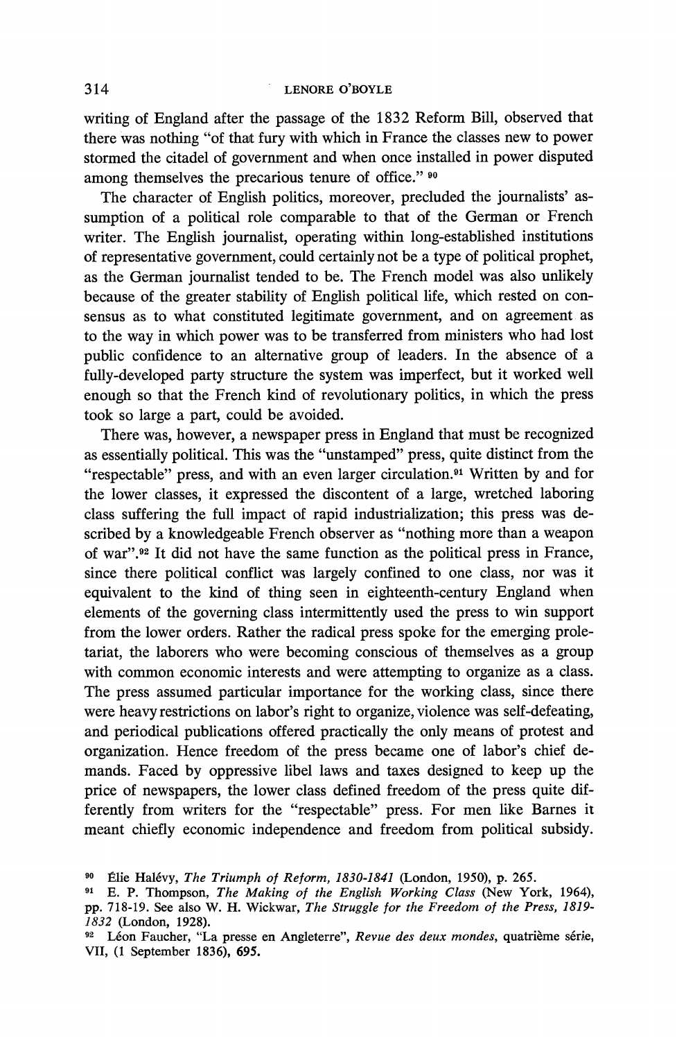writing of England after the passage of the 1832 Reform Bill, observed that there was nothing "of that fury with which in France the classes new to power stormed the citadel of government and when once installed in power disputed among themselves the precarious tenure of office." [90]

The character of English politics, moreover, precluded the journalists' assumption of a political role comparable to that of the German or French writer. The English journalist, operating within long-established institutions of representative government, could certainly not be a type of political prophet, as the German journalist tended to be. The French model was also unlikely because of the greater stability of English political life, which rested on consensus as to what constituted legitimate government, and on agreement as to the way in which power was to be transferred from ministers who had lost public confidence to an alternative group of leaders. In the absence of a fully-developed party structure the system was imperfect, but it worked well enough so that the French kind of revolutionary politics, in which the press took so large a part, could be avoided.

There was, however, a newspaper press in England that must be recognized as essentially political. This was the "unstamped" press, quite distinct from the "respectable" press, and with an even larger circulation.[91] Written by and for the lower classes, it expressed the discontent of a large, wretched laboring class suffering the full impact of rapid industrialization; this press was described by a knowledgeable French observer as "nothing more than a weapon of war".[92] It did not have the same function as the political press in France, since there political conflict was largely confined to one class, nor was it equivalent to the kind of thing seen in eighteenth-century England when elements of the governing class intermittently used the press to win support from the lower orders. Rather the radical press spoke for the emerging proletariat, the laborers who were becoming conscious of themselves as a group with common economic interests and were attempting to organize as a class. The press assumed particular importance for the working class, since there were heavy restrictions on labor's right to organize, violence was self-defeating, and periodical publications offered practically the only means of protest and organization. Hence freedom of the press became one of labor's chief demands. Faced by oppressive libel laws and taxes designed to keep up the price of newspapers, the lower class defined freedom of the press quite differently from writers for the "respectable" press. For men like Barnes it meant chiefly economic independence and freedom from political subsidy.

[90] Élie Halévy, *The Triumph of Reform, 1830-1841* (London, 1950), p. 265.

[91] E. P. Thompson, *The Making of the English Working Class* (New York, 1964), pp. 718-19. See also W. H. Wickwar, *The Struggle for the Freedom of the Press, 1819-1832* (London, 1928).

[92] Léon Faucher, "La presse en Angleterre", *Revue des deux mondes*, quatrième série, VII, (1 September 1836), 695.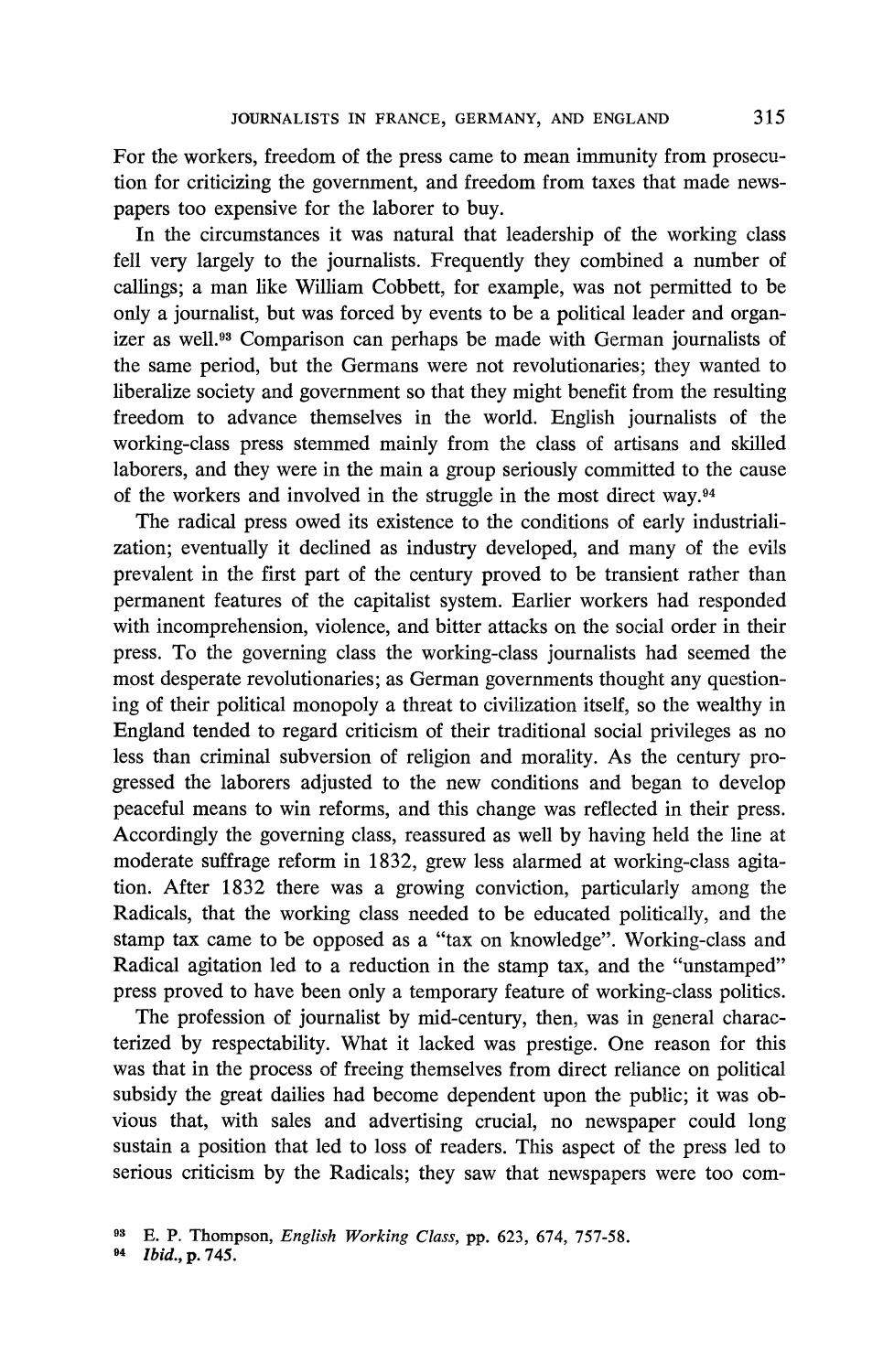For the workers, freedom of the press came to mean immunity from prosecution for criticizing the government, and freedom from taxes that made newspapers too expensive for the laborer to buy.

In the circumstances it was natural that leadership of the working class fell very largely to the journalists. Frequently they combined a number of callings; a man like William Cobbett, for example, was not permitted to be only a journalist, but was forced by events to be a political leader and organizer as well.[93] Comparison can perhaps be made with German journalists of the same period, but the Germans were not revolutionaries; they wanted to liberalize society and government so that they might benefit from the resulting freedom to advance themselves in the world. English journalists of the working-class press stemmed mainly from the class of artisans and skilled laborers, and they were in the main a group seriously committed to the cause of the workers and involved in the struggle in the most direct way.[94]

The radical press owed its existence to the conditions of early industrialization; eventually it declined as industry developed, and many of the evils prevalent in the first part of the century proved to be transient rather than permanent features of the capitalist system. Earlier workers had responded with incomprehension, violence, and bitter attacks on the social order in their press. To the governing class the working-class journalists had seemed the most desperate revolutionaries; as German governments thought any questioning of their political monopoly a threat to civilization itself, so the wealthy in England tended to regard criticism of their traditional social privileges as no less than criminal subversion of religion and morality. As the century progressed the laborers adjusted to the new conditions and began to develop peaceful means to win reforms, and this change was reflected in their press. Accordingly the governing class, reassured as well by having held the line at moderate suffrage reform in 1832, grew less alarmed at working-class agitation. After 1832 there was a growing conviction, particularly among the Radicals, that the working class needed to be educated politically, and the stamp tax came to be opposed as a "tax on knowledge". Working-class and Radical agitation led to a reduction in the stamp tax, and the "unstamped" press proved to have been only a temporary feature of working-class politics.

The profession of journalist by mid-century, then, was in general characterized by respectability. What it lacked was prestige. One reason for this was that in the process of freeing themselves from direct reliance on political subsidy the great dailies had become dependent upon the public; it was obvious that, with sales and advertising crucial, no newspaper could long sustain a position that led to loss of readers. This aspect of the press led to serious criticism by the Radicals; they saw that newspapers were too com-

[93] E. P. Thompson, *English Working Class*, pp. 623, 674, 757-58.

[94] *Ibid.*, p. 745.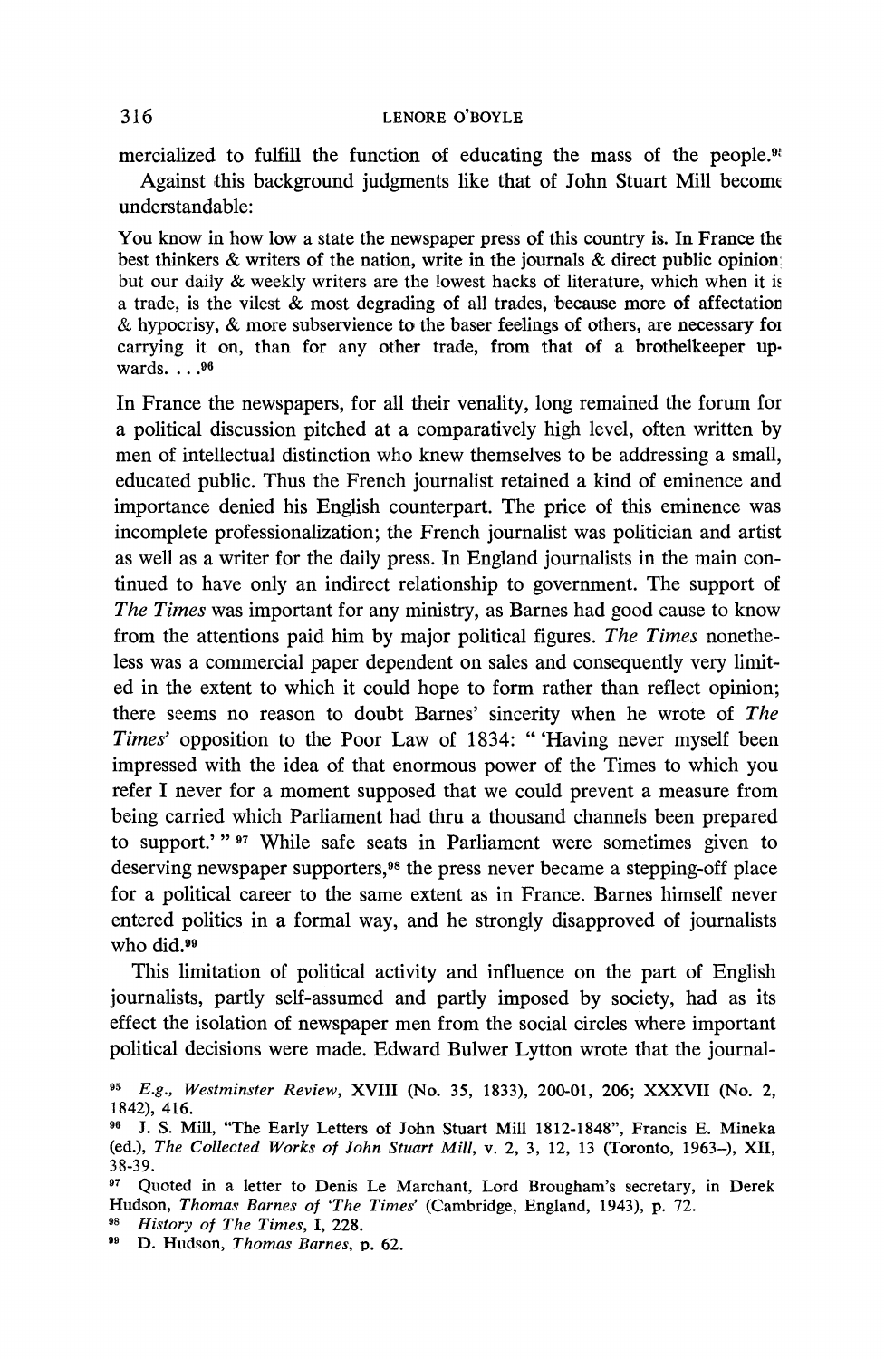mercialized to fulfill the function of educating the mass of the people.[95]

Against this background judgments like that of John Stuart Mill become understandable:

> You know in how low a state the newspaper press of this country is. In France the best thinkers & writers of the nation, write in the journals & direct public opinion; but our daily & weekly writers are the lowest hacks of literature, which when it is a trade, is the vilest & most degrading of all trades, because more of affectation & hypocrisy, & more subservience to the baser feelings of others, are necessary for carrying it on, than for any other trade, from that of a brothelkeeper upwards. . . .[96]

In France the newspapers, for all their venality, long remained the forum for a political discussion pitched at a comparatively high level, often written by men of intellectual distinction who knew themselves to be addressing a small, educated public. Thus the French journalist retained a kind of eminence and importance denied his English counterpart. The price of this eminence was incomplete professionalization; the French journalist was politician and artist as well as a writer for the daily press. In England journalists in the main continued to have only an indirect relationship to government. The support of *The Times* was important for any ministry, as Barnes had good cause to know from the attentions paid him by major political figures. *The Times* nonetheless was a commercial paper dependent on sales and consequently very limited in the extent to which it could hope to form rather than reflect opinion; there seems no reason to doubt Barnes' sincerity when he wrote of *The Times'* opposition to the Poor Law of 1834: " 'Having never myself been impressed with the idea of that enormous power of the Times to which you refer I never for a moment supposed that we could prevent a measure from being carried which Parliament had thru a thousand channels been prepared to support.' "[97] While safe seats in Parliament were sometimes given to deserving newspaper supporters,[98] the press never became a stepping-off place for a political career to the same extent as in France. Barnes himself never entered politics in a formal way, and he strongly disapproved of journalists who did.[99]

This limitation of political activity and influence on the part of English journalists, partly self-assumed and partly imposed by society, had as its effect the isolation of newspaper men from the social circles where important political decisions were made. Edward Bulwer Lytton wrote that the journal-

---

[95] *E.g.*, *Westminster Review*, XVIII (No. 35, 1833), 200-01, 206; XXXVII (No. 2, 1842), 416.

[96] J. S. Mill, "The Early Letters of John Stuart Mill 1812-1848", Francis E. Mineka (ed.), *The Collected Works of John Stuart Mill*, v. 2, 3, 12, 13 (Toronto, 1963–), XII, 38-39.

[97] Quoted in a letter to Denis Le Marchant, Lord Brougham's secretary, in Derek Hudson, *Thomas Barnes of 'The Times'* (Cambridge, England, 1943), p. 72.

[98] *History of The Times*, I, 228.

[99] D. Hudson, *Thomas Barnes*, p. 62.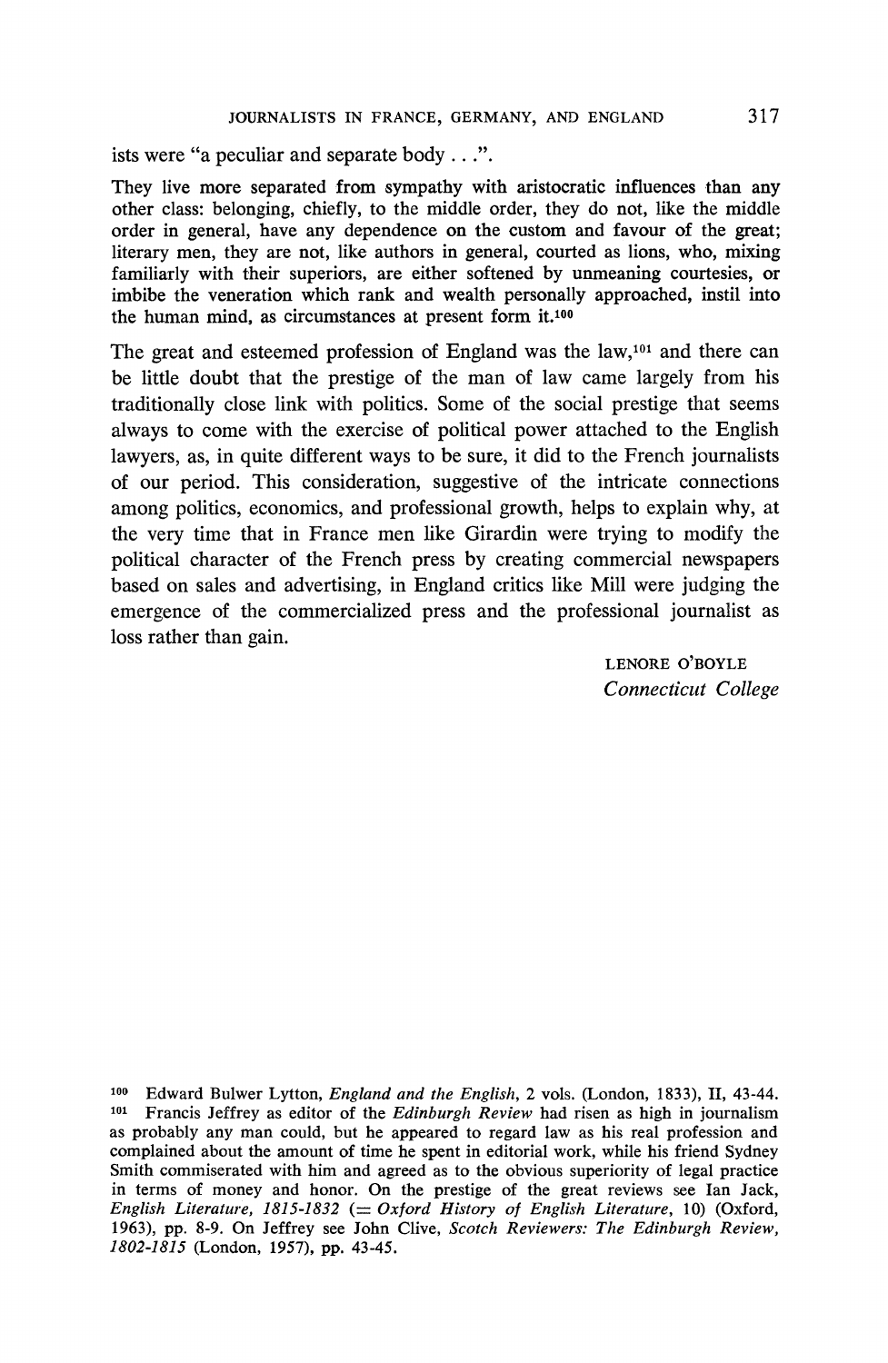ists were "a peculiar and separate body . . .".

> They live more separated from sympathy with aristocratic influences than any other class: belonging, chiefly, to the middle order, they do not, like the middle order in general, have any dependence on the custom and favour of the great; literary men, they are not, like authors in general, courted as lions, who, mixing familiarly with their superiors, are either softened by unmeaning courtesies, or imbibe the veneration which rank and wealth personally approached, instil into the human mind, as circumstances at present form it.[100]

The great and esteemed profession of England was the law,[101] and there can be little doubt that the prestige of the man of law came largely from his traditionally close link with politics. Some of the social prestige that seems always to come with the exercise of political power attached to the English lawyers, as, in quite different ways to be sure, it did to the French journalists of our period. This consideration, suggestive of the intricate connections among politics, economics, and professional growth, helps to explain why, at the very time that in France men like Girardin were trying to modify the political character of the French press by creating commercial newspapers based on sales and advertising, in England critics like Mill were judging the emergence of the commercialized press and the professional journalist as loss rather than gain.

LENORE O'BOYLE
*Connecticut College*

---

[100] Edward Bulwer Lytton, *England and the English*, 2 vols. (London, 1833), II, 43-44.

[101] Francis Jeffrey as editor of the *Edinburgh Review* had risen as high in journalism as probably any man could, but he appeared to regard law as his real profession and complained about the amount of time he spent in editorial work, while his friend Sydney Smith commiserated with him and agreed as to the obvious superiority of legal practice in terms of money and honor. On the prestige of the great reviews see Ian Jack, *English Literature, 1815-1832* (= *Oxford History of English Literature*, 10) (Oxford, 1963), pp. 8-9. On Jeffrey see John Clive, *Scotch Reviewers: The Edinburgh Review, 1802-1815* (London, 1957), pp. 43-45.